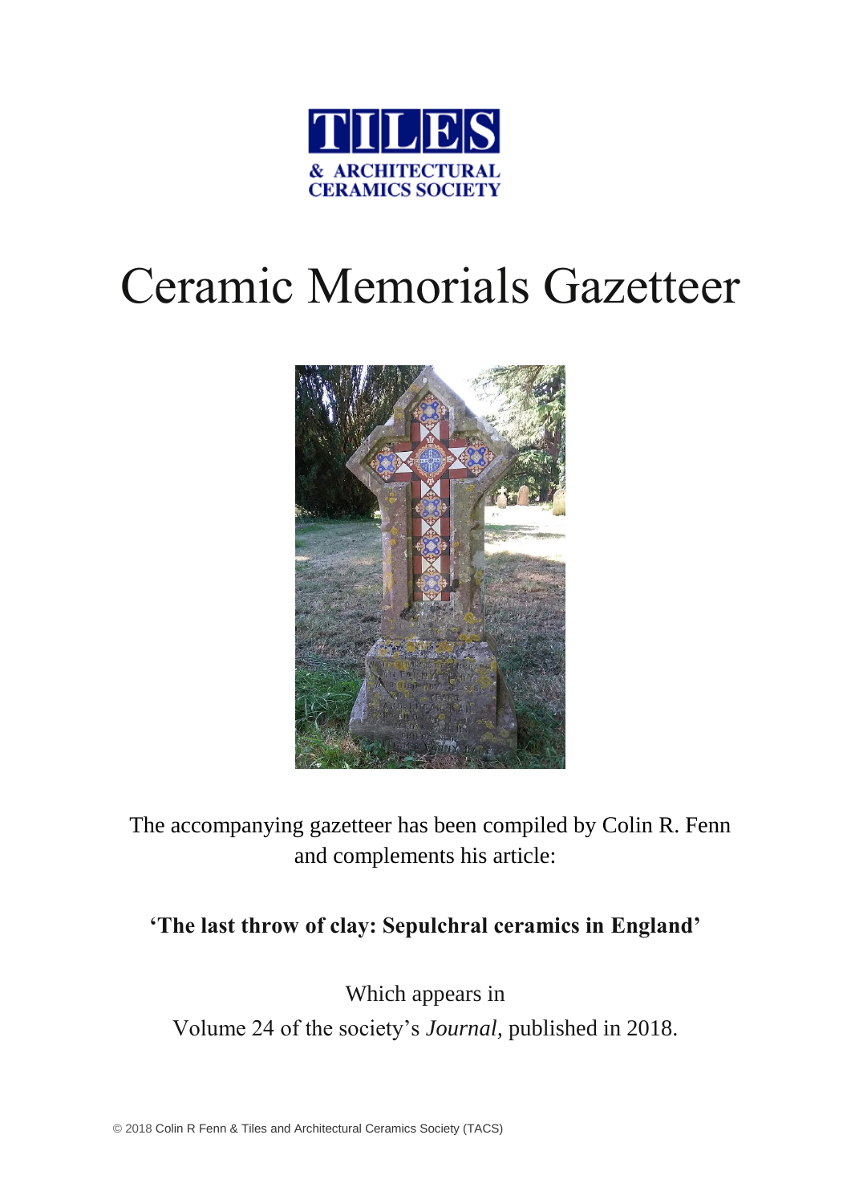TILES & ARCHITECTURAL CERAMICS SOCIETY

# Ceramic Memorials Gazetteer

The accompanying gazetteer has been compiled by Colin R. Fenn and complements his article:

**'The last throw of clay: Sepulchral ceramics in England'**

Which appears in
Volume 24 of the society's *Journal*, published in 2018.

© 2018 Colin R Fenn & Tiles and Architectural Ceramics Society (TACS)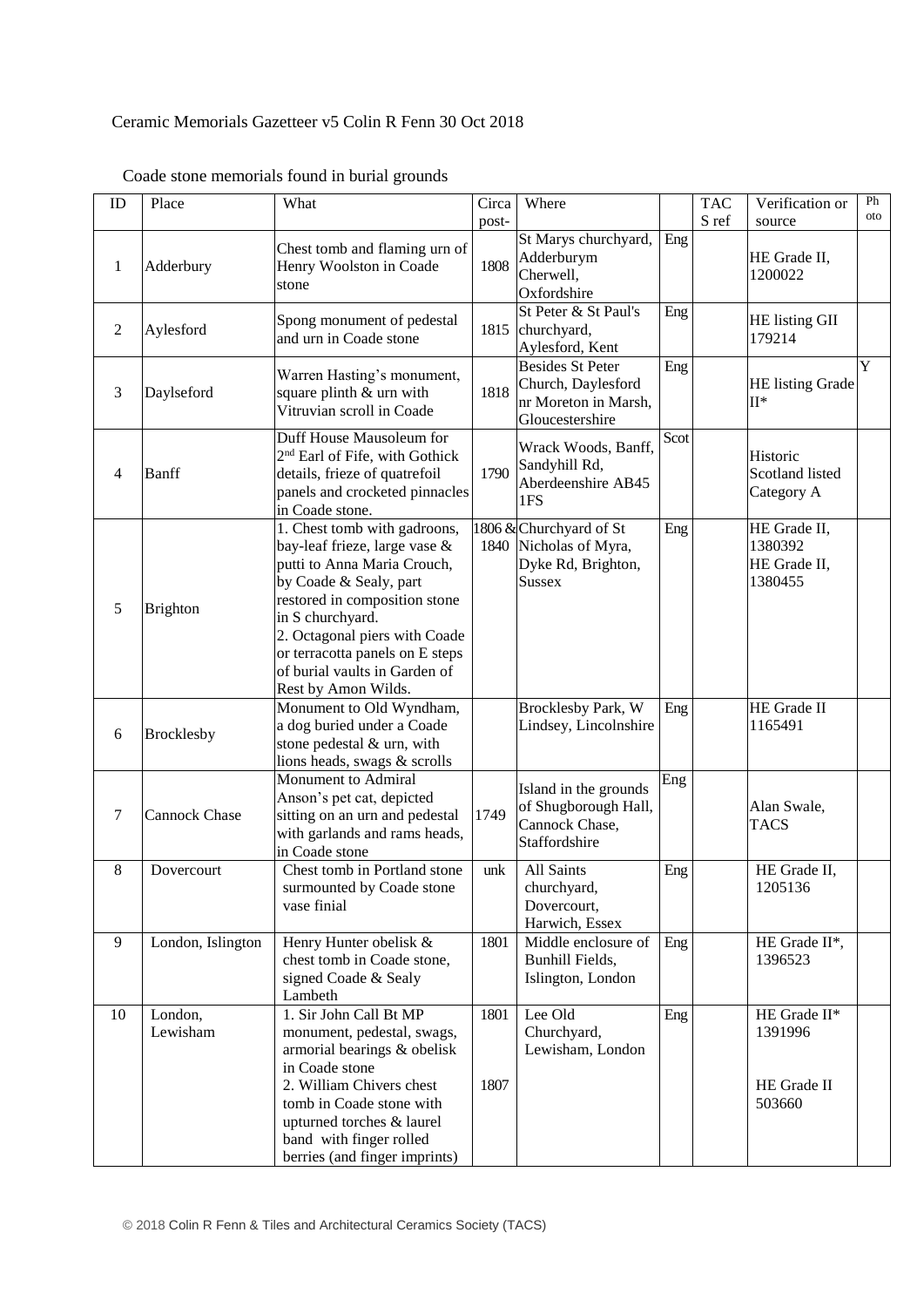Ceramic Memorials Gazetteer v5 Colin R Fenn 30 Oct 2018

Coade stone memorials found in burial grounds

| ID | Place | What | Circa post- | Where | | TACS ref | Verification or source | Photo |
|---|---|---|---|---|---|---|---|---|
| 1 | Adderbury | Chest tomb and flaming urn of Henry Woolston in Coade stone | 1808 | St Marys churchyard, Adderburym Cherwell, Oxfordshire | Eng | | HE Grade II, 1200022 | |
| 2 | Aylesford | Spong monument of pedestal and urn in Coade stone | 1815 | St Peter & St Paul's churchyard, Aylesford, Kent | Eng | | HE listing GII 179214 | |
| 3 | Daylseford | Warren Hasting's monument, square plinth & urn with Vitruvian scroll in Coade | 1818 | Besides St Peter Church, Daylesford nr Moreton in Marsh, Gloucestershire | Eng | | HE listing Grade II* | Y |
| 4 | Banff | Duff House Mausoleum for 2nd Earl of Fife, with Gothick details, frieze of quatrefoil panels and crocketed pinnacles in Coade stone. | 1790 | Wrack Woods, Banff, Sandyhill Rd, Aberdeenshire AB45 1FS | Scot | | Historic Scotland listed Category A | |
| 5 | Brighton | 1. Chest tomb with gadroons, bay-leaf frieze, large vase & putti to Anna Maria Crouch, by Coade & Sealy, part restored in composition stone in S churchyard.<br>2. Octagonal piers with Coade or terracotta panels on E steps of burial vaults in Garden of Rest by Amon Wilds. | 1806 & 1840 | Churchyard of St Nicholas of Myra, Dyke Rd, Brighton, Sussex | Eng | | HE Grade II, 1380392<br>HE Grade II, 1380455 | |
| 6 | Brocklesby | Monument to Old Wyndham, a dog buried under a Coade stone pedestal & urn, with lions heads, swags & scrolls | | Brocklesby Park, W Lindsey, Lincolnshire | Eng | | HE Grade II 1165491 | |
| 7 | Cannock Chase | Monument to Admiral Anson's pet cat, depicted sitting on an urn and pedestal with garlands and rams heads, in Coade stone | 1749 | Island in the grounds of Shugborough Hall, Cannock Chase, Staffordshire | Eng | | Alan Swale, TACS | |
| 8 | Dovercourt | Chest tomb in Portland stone surmounted by Coade stone vase finial | unk | All Saints churchyard, Dovercourt, Harwich, Essex | Eng | | HE Grade II, 1205136 | |
| 9 | London, Islington | Henry Hunter obelisk & chest tomb in Coade stone, signed Coade & Sealy Lambeth | 1801 | Middle enclosure of Bunhill Fields, Islington, London | Eng | | HE Grade II*, 1396523 | |
| 10 | London, Lewisham | 1. Sir John Call Bt MP monument, pedestal, swags, armorial bearings & obelisk in Coade stone<br>2. William Chivers chest tomb in Coade stone with upturned torches & laurel band with finger rolled berries (and finger imprints) | 1801<br><br>1807 | Lee Old Churchyard, Lewisham, London | Eng | | HE Grade II* 1391996<br><br>HE Grade II 503660 | |

© 2018 Colin R Fenn & Tiles and Architectural Ceramics Society (TACS)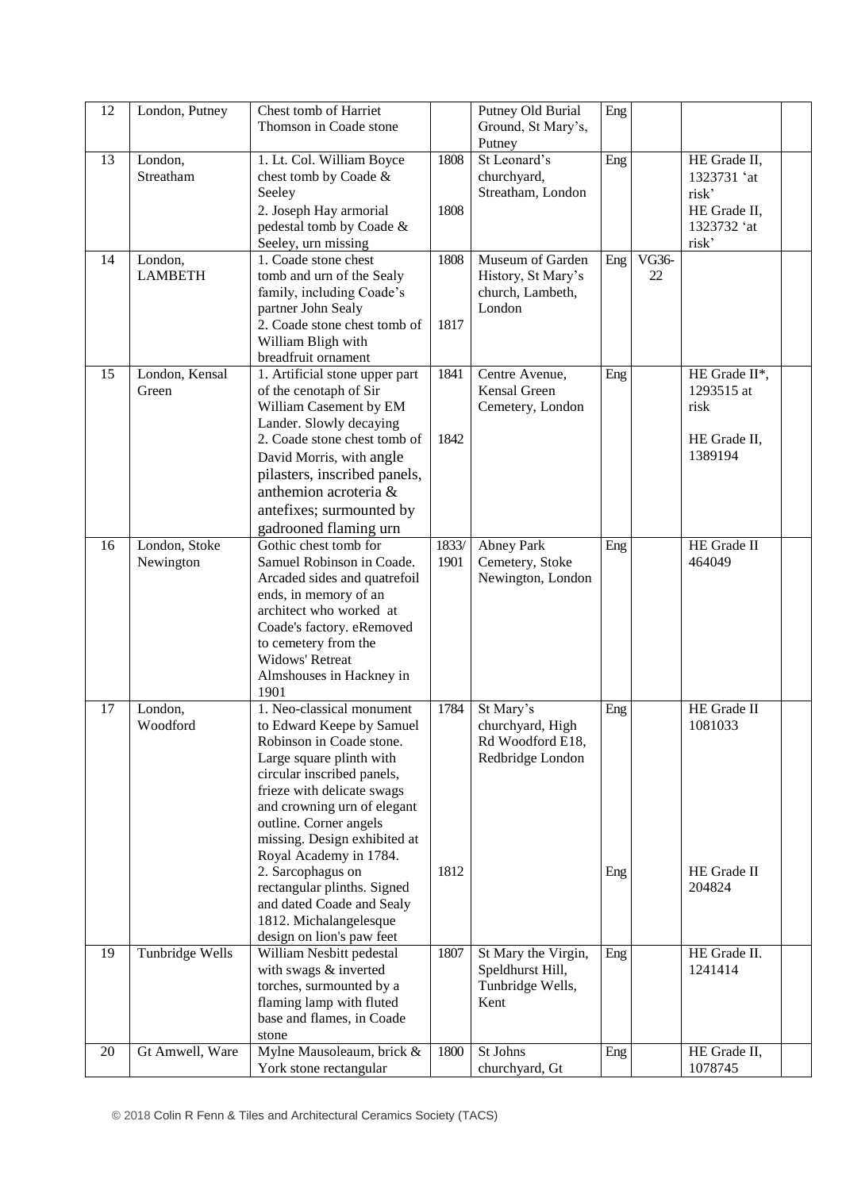| 12 | London, Putney | Chest tomb of Harriet Thomson in Coade stone | | Putney Old Burial Ground, St Mary's, Putney | Eng | | | |
|---|---|---|---|---|---|---|---|---|
| 13 | London, Streatham | 1. Lt. Col. William Boyce chest tomb by Coade & Seeley<br>2. Joseph Hay armorial pedestal tomb by Coade & Seeley, urn missing | 1808<br><br>1808 | St Leonard's churchyard, Streatham, London | Eng | | HE Grade II, 1323731 'at risk'<br>HE Grade II, 1323732 'at risk' | |
| 14 | London, LAMBETH | 1. Coade stone chest tomb and urn of the Sealy family, including Coade's partner John Sealy<br>2. Coade stone chest tomb of William Bligh with breadfruit ornament | 1808<br><br>1817 | Museum of Garden History, St Mary's church, Lambeth, London | Eng | VG36-22 | | |
| 15 | London, Kensal Green | 1. Artificial stone upper part of the cenotaph of Sir William Casement by EM Lander. Slowly decaying<br>2. Coade stone chest tomb of David Morris, with angle pilasters, inscribed panels, anthemion acroteria & antefixes; surmounted by gadrooned flaming urn | 1841<br><br>1842 | Centre Avenue, Kensal Green Cemetery, London | Eng | | HE Grade II*, 1293515 at risk<br><br>HE Grade II, 1389194 | |
| 16 | London, Stoke Newington | Gothic chest tomb for Samuel Robinson in Coade. Arcaded sides and quatrefoil ends, in memory of an architect who worked at Coade's factory. eRemoved to cemetery from the Widows' Retreat Almshouses in Hackney in 1901 | 1833/ 1901 | Abney Park Cemetery, Stoke Newington, London | Eng | | HE Grade II 464049 | |
| 17 | London, Woodford | 1. Neo-classical monument to Edward Keepe by Samuel Robinson in Coade stone. Large square plinth with circular inscribed panels, frieze with delicate swags and crowning urn of elegant outline. Corner angels missing. Design exhibited at Royal Academy in 1784.<br>2. Sarcophagus on rectangular plinths. Signed and dated Coade and Sealy 1812. Michalangelesque design on lion's paw feet | 1784<br><br>1812 | St Mary's churchyard, High Rd Woodford E18, Redbridge London | Eng<br><br>Eng | | HE Grade II 1081033<br><br>HE Grade II 204824 | |
| 19 | Tunbridge Wells | William Nesbitt pedestal with swags & inverted torches, surmounted by a flaming lamp with fluted base and flames, in Coade stone | 1807 | St Mary the Virgin, Speldhurst Hill, Tunbridge Wells, Kent | Eng | | HE Grade II. 1241414 | |
| 20 | Gt Amwell, Ware | Mylne Mausoleaum, brick & York stone rectangular | 1800 | St Johns churchyard, Gt | Eng | | HE Grade II, 1078745 | |

© 2018 Colin R Fenn & Tiles and Architectural Ceramics Society (TACS)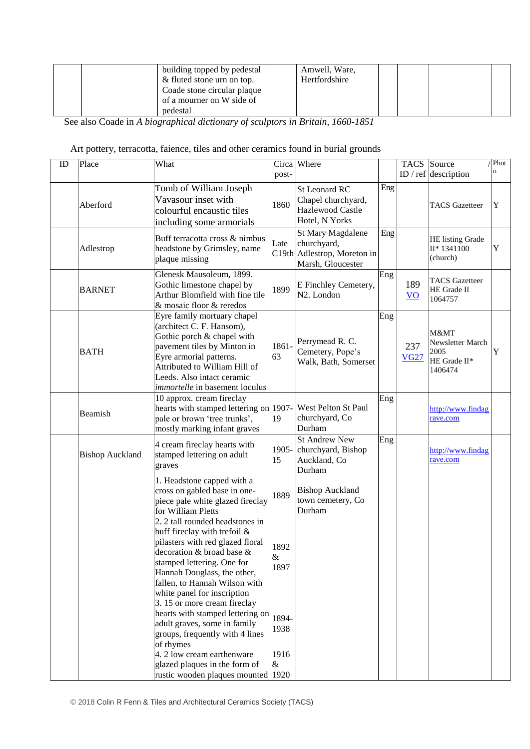|  |  | building topped by pedestal & fluted stone urn on top. Coade stone circular plaque of a mourner on W side of pedestal |  | Amwell, Ware, Hertfordshire |  |  |  |  |
|---|---|---|---|---|---|---|---|---|

See also Coade in *A biographical dictionary of sculptors in Britain, 1660-1851*

Art pottery, terracotta, faience, tiles and other ceramics found in burial grounds

| ID | Place | What | Circa post- | Where |  | TACS ID / ref | Source / description | Photo |
|---|---|---|---|---|---|---|---|---|
|  | Aberford | Tomb of William Joseph Vavasour inset with colourful encaustic tiles including some armorials | 1860 | St Leonard RC Chapel churchyard, Hazlewood Castle Hotel, N Yorks | Eng |  | TACS Gazetteer | Y |
|  | Adlestrop | Buff terracotta cross & nimbus headstone by Grimsley, name plaque missing | Late C19th | St Mary Magdalene churchyard, Adlestrop, Moreton in Marsh, Gloucester | Eng |  | HE listing Grade II* 1341100 (church) | Y |
|  | BARNET | Glenesk Mausoleum, 1899. Gothic limestone chapel by Arthur Blomfield with fine tile & mosaic floor & reredos | 1899 | E Finchley Cemetery, N2. London | Eng | 189 VO | TACS Gazetteer HE Grade II 1064757 |  |
|  | BATH | Eyre family mortuary chapel (architect C. F. Hansom), Gothic porch & chapel with pavement tiles by Minton in Eyre armorial patterns. Attributed to William Hill of Leeds. Also intact ceramic *immortelle* in basement loculus | 1861-63 | Perrymead R. C. Cemetery, Pope's Walk, Bath, Somerset | Eng | 237 VG27 | M&MT Newsletter March 2005 HE Grade II* 1406474 | Y |
|  | Beamish | 10 approx. cream fireclay hearts with stamped lettering on pale or brown 'tree trunks', mostly marking infant graves | 1907-19 | West Pelton St Paul churchyard, Co Durham | Eng |  | http://www.findagrave.com |  |
|  | Bishop Auckland | 4 cream fireclay hearts with stamped lettering on adult graves | 1905-15 | St Andrew New churchyard, Bishop Auckland, Co Durham | Eng |  | http://www.findagrave.com |  |
|  |  | 1. Headstone capped with a cross on gabled base in one-piece pale white glazed fireclay for William Pletts<br>2. 2 tall rounded headstones in buff fireclay with trefoil & pilasters with red glazed floral decoration & broad base & stamped lettering. One for Hannah Douglass, the other, fallen, to Hannah Wilson with white panel for inscription<br>3. 15 or more cream fireclay hearts with stamped lettering on adult graves, some in family groups, frequently with 4 lines of rhymes<br>4. 2 low cream earthenware glazed plaques in the form of rustic wooden plaques mounted | 1889<br><br>1892 & 1897<br><br>1894-1938<br><br>1916 & 1920 | Bishop Auckland town cemetery, Co Durham |  |  |  |  |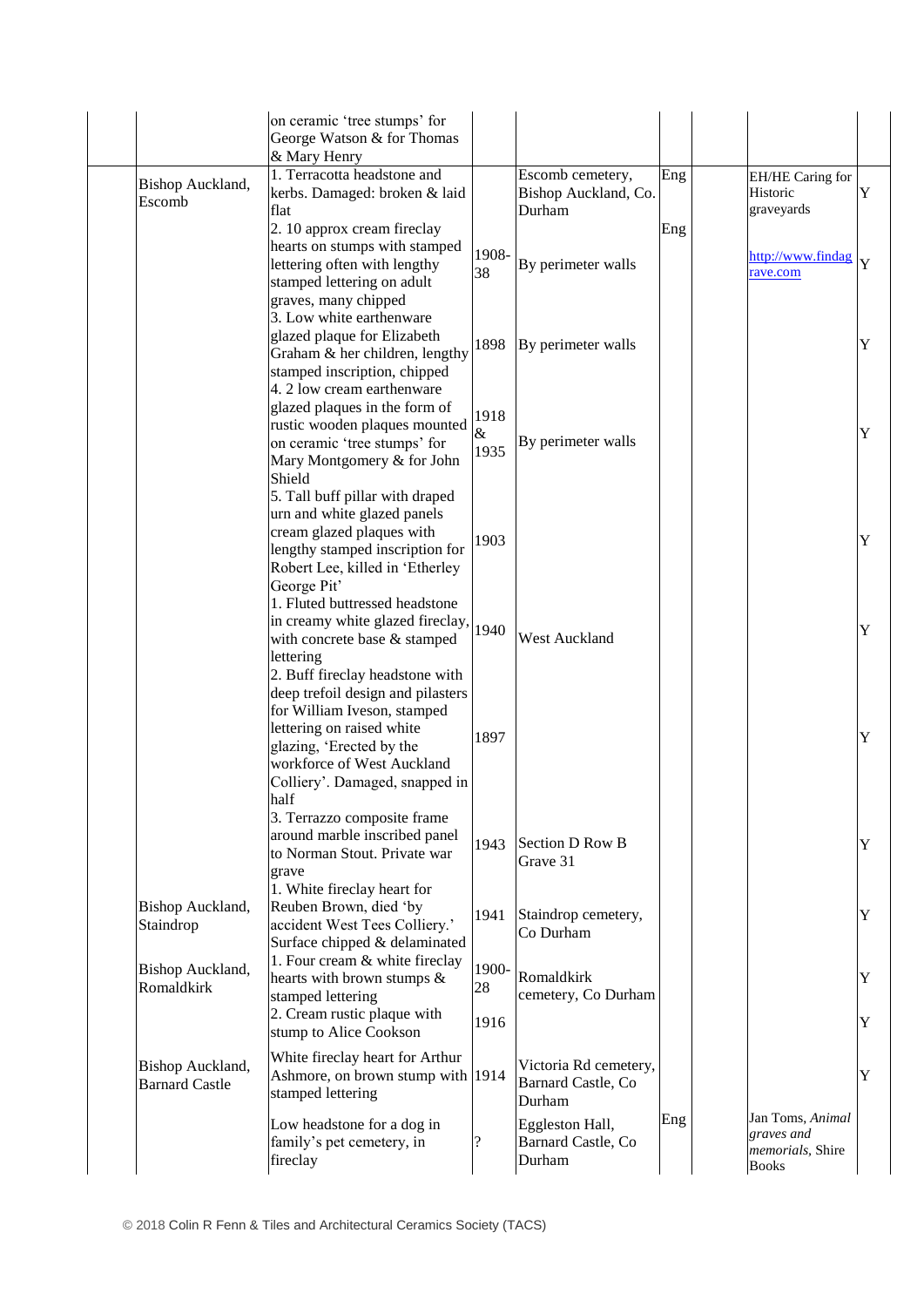| | | | | | | | | |
|---|---|---|---|---|---|---|---|---|
| | | on ceramic 'tree stumps' for George Watson & for Thomas & Mary Henry | | | | | | |
| | Bishop Auckland, Escomb | 1. Terracotta headstone and kerbs. Damaged: broken & laid flat | | Escomb cemetery, Bishop Auckland, Co. Durham | Eng | | EH/HE Caring for Historic graveyards | Y |
| | | 2. 10 approx cream fireclay hearts on stumps with stamped lettering often with lengthy stamped lettering on adult graves, many chipped | 1908-38 | By perimeter walls | Eng | | http://www.findagrave.com | Y |
| | | 3. Low white earthenware glazed plaque for Elizabeth Graham & her children, lengthy stamped inscription, chipped | 1898 | By perimeter walls | | | | Y |
| | | 4. 2 low cream earthenware glazed plaques in the form of rustic wooden plaques mounted on ceramic 'tree stumps' for Mary Montgomery & for John Shield | 1918 & 1935 | By perimeter walls | | | | Y |
| | | 5. Tall buff pillar with draped urn and white glazed panels cream glazed plaques with lengthy stamped inscription for Robert Lee, killed in 'Etherley George Pit' | 1903 | | | | | Y |
| | | 1. Fluted buttressed headstone in creamy white glazed fireclay, with concrete base & stamped lettering | 1940 | West Auckland | | | | Y |
| | | 2. Buff fireclay headstone with deep trefoil design and pilasters for William Iveson, stamped lettering on raised white glazing, 'Erected by the workforce of West Auckland Colliery'. Damaged, snapped in half | 1897 | | | | | Y |
| | | 3. Terrazzo composite frame around marble inscribed panel to Norman Stout. Private war grave | 1943 | Section D Row B Grave 31 | | | | Y |
| | Bishop Auckland, Staindrop | 1. White fireclay heart for Reuben Brown, died 'by accident West Tees Colliery.' Surface chipped & delaminated | 1941 | Staindrop cemetery, Co Durham | | | | Y |
| | Bishop Auckland, Romaldkirk | 1. Four cream & white fireclay hearts with brown stumps & stamped lettering | 1900-28 | Romaldkirk cemetery, Co Durham | | | | Y |
| | | 2. Cream rustic plaque with stump to Alice Cookson | 1916 | | | | | Y |
| | Bishop Auckland, Barnard Castle | White fireclay heart for Arthur Ashmore, on brown stump with stamped lettering | 1914 | Victoria Rd cemetery, Barnard Castle, Co Durham | | | | Y |
| | | Low headstone for a dog in family's pet cemetery, in fireclay | ? | Eggleston Hall, Barnard Castle, Co Durham | Eng | | Jan Toms, *Animal graves and memorials*, Shire Books | |

© 2018 Colin R Fenn & Tiles and Architectural Ceramics Society (TACS)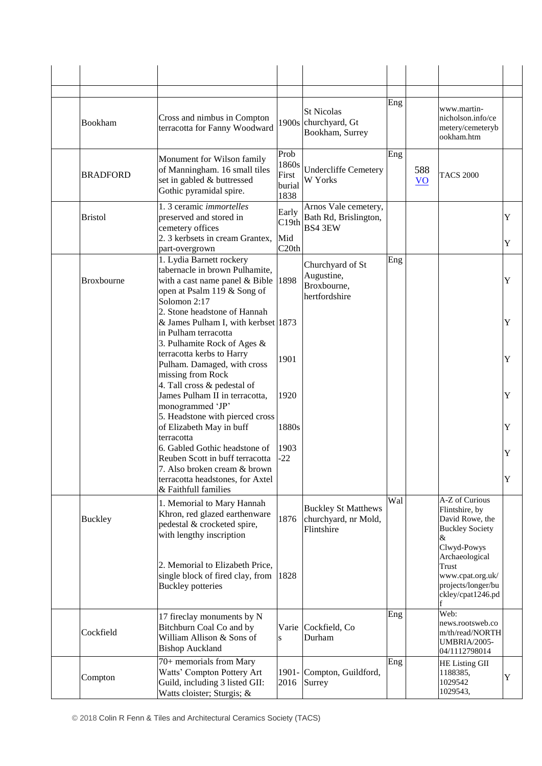| | | | | | | | | |
|---|---|---|---|---|---|---|---|---|
| | | | | | | | | |
| | Bookham | Cross and nimbus in Compton terracotta for Fanny Woodward | 1900s | St Nicolas churchyard, Gt Bookham, Surrey | Eng | | www.martin-nicholson.info/cemetery/cemeterybookham.htm | |
| | BRADFORD | Monument for Wilson family of Manningham. 16 small tiles set in gabled & buttressed Gothic pyramidal spire. | Prob 1860s First burial 1838 | Undercliffe Cemetery W Yorks | Eng | 588 VO | TACS 2000 | |
| | Bristol | 1. 3 ceramic *immortelles* preserved and stored in cemetery offices | Early C19th | Arnos Vale cemetery, Bath Rd, Brislington, BS4 3EW | | | | Y |
| | | 2. 3 kerbsets in cream Grantex, part-overgrown | Mid C20th | | | | | Y |
| | Broxbourne | 1. Lydia Barnett rockery tabernacle in brown Pulhamite, with a cast name panel & Bible open at Psalm 119 & Song of Solomon 2:17 | 1898 | Churchyard of St Augustine, Broxbourne, hertfordshire | Eng | | | Y |
| | | 2. Stone headstone of Hannah & James Pulham I, with kerbset in Pulham terracotta | 1873 | | | | | Y |
| | | 3. Pulhamite Rock of Ages & terracotta kerbs to Harry Pulham. Damaged, with cross missing from Rock | 1901 | | | | | Y |
| | | 4. Tall cross & pedestal of James Pulham II in terracotta, monogrammed 'JP' | 1920 | | | | | Y |
| | | 5. Headstone with pierced cross of Elizabeth May in buff terracotta | 1880s | | | | | Y |
| | | 6. Gabled Gothic headstone of Reuben Scott in buff terracotta | 1903-22 | | | | | Y |
| | | 7. Also broken cream & brown terracotta headstones, for Axtel & Faithfull families | | | | | | Y |
| | Buckley | 1. Memorial to Mary Hannah Khron, red glazed earthenware pedestal & crocketed spire, with lengthy inscription | 1876 | Buckley St Matthews churchyard, nr Mold, Flintshire | Wal | | A-Z of Curious Flintshire, by David Rowe, the Buckley Society & | |
| | | 2. Memorial to Elizabeth Price, single block of fired clay, from Buckley potteries | 1828 | | | | Clwyd-Powys Archaeological Trust www.cpat.org.uk/projects/longer/buckley/cpat1246.pdf | |
| | Cockfield | 17 fireclay monuments by N Bitchburn Coal Co and by William Allison & Sons of Bishop Auckland | Varies | Cockfield, Co Durham | Eng | | Web: news.rootsweb.com/th/read/NORTHUMBRIA/2005-04/1112798014 | |
| | Compton | 70+ memorials from Mary Watts' Compton Pottery Art Guild, including 3 listed GII: Watts cloister; Sturgis; & | 1901-2016 | Compton, Guildford, Surrey | Eng | | HE Listing GII 1188385, 1029542 1029543, | Y |

© 2018 Colin R Fenn & Tiles and Architectural Ceramics Society (TACS)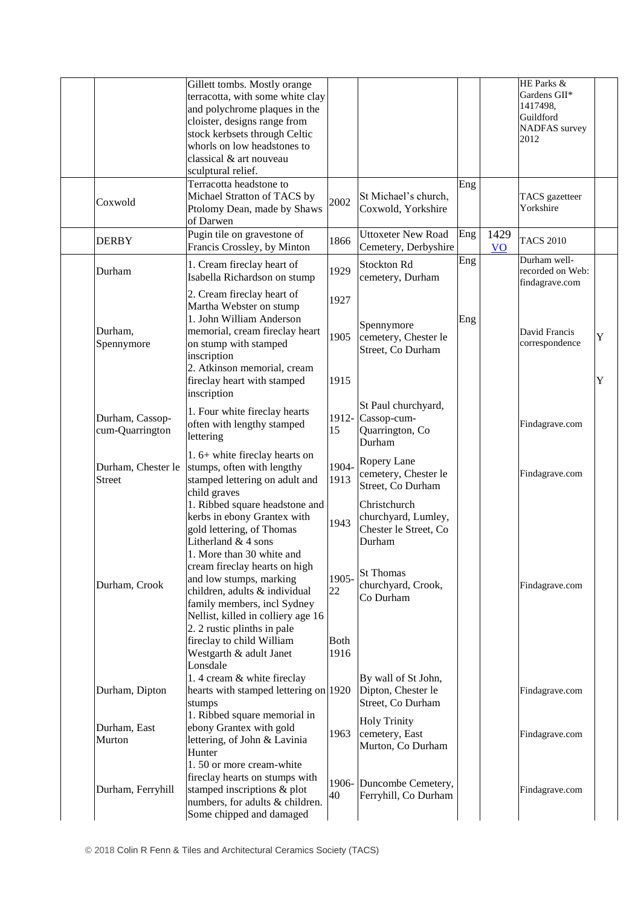|  |  |  |  |  |  |  |  |  |
|---|---|---|---|---|---|---|---|---|
|  |  | Gillett tombs. Mostly orange terracotta, with some white clay and polychrome plaques in the cloister, designs range from stock kerbsets through Celtic whorls on low headstones to classical & art nouveau sculptural relief. |  |  |  |  | HE Parks & Gardens GII* 1417498, Guildford NADFAS survey 2012 |  |
|  | Coxwold | Terracotta headstone to Michael Stratton of TACS by Ptolomy Dean, made by Shaws of Darwen | 2002 | St Michael's church, Coxwold, Yorkshire | Eng |  | TACS gazetteer Yorkshire |  |
|  | DERBY | Pugin tile on gravestone of Francis Crossley, by Minton | 1866 | Uttoxeter New Road Cemetery, Derbyshire | Eng | 1429 VO | TACS 2010 |  |
|  | Durham | 1. Cream fireclay heart of Isabella Richardson on stump | 1929 | Stockton Rd cemetery, Durham | Eng |  | Durham well-recorded on Web: findagrave.com |  |
|  |  | 2. Cream fireclay heart of Martha Webster on stump | 1927 |  |  |  |  |  |
|  | Durham, Spennymore | 1. John William Anderson memorial, cream fireclay heart on stump with stamped inscription | 1905 | Spennymore cemetery, Chester le Street, Co Durham | Eng |  | David Francis correspondence | Y |
|  |  | 2. Atkinson memorial, cream fireclay heart with stamped inscription | 1915 |  |  |  |  | Y |
|  | Durham, Cassop-cum-Quarrington | 1. Four white fireclay hearts often with lengthy stamped lettering | 1912-15 | St Paul churchyard, Cassop-cum-Quarrington, Co Durham |  |  | Findagrave.com |  |
|  | Durham, Chester le Street | 1. 6+ white fireclay hearts on stumps, often with lengthy stamped lettering on adult and child graves | 1904-1913 | Ropery Lane cemetery, Chester le Street, Co Durham |  |  | Findagrave.com |  |
|  |  | 1. Ribbed square headstone and kerbs in ebony Grantex with gold lettering, of Thomas Litherland & 4 sons | 1943 | Christchurch churchyard, Lumley, Chester le Street, Co Durham |  |  |  |  |
|  | Durham, Crook | 1. More than 30 white and cream fireclay hearts on high and low stumps, marking children, adults & individual family members, incl Sydney Nellist, killed in colliery age 16 | 1905-22 | St Thomas churchyard, Crook, Co Durham |  |  | Findagrave.com |  |
|  |  | 2. 2 rustic plinths in pale fireclay to child William Westgarth & adult Janet Lonsdale | Both 1916 |  |  |  |  |  |
|  | Durham, Dipton | 1. 4 cream & white fireclay hearts with stamped lettering on stumps | 1920 | By wall of St John, Dipton, Chester le Street, Co Durham |  |  | Findagrave.com |  |
|  | Durham, East Murton | 1. Ribbed square memorial in ebony Grantex with gold lettering, of John & Lavinia Hunter | 1963 | Holy Trinity cemetery, East Murton, Co Durham |  |  | Findagrave.com |  |
|  | Durham, Ferryhill | 1. 50 or more cream-white fireclay hearts on stumps with stamped inscriptions & plot numbers, for adults & children. Some chipped and damaged | 1906-40 | Duncombe Cemetery, Ferryhill, Co Durham |  |  | Findagrave.com |  |

© 2018 Colin R Fenn & Tiles and Architectural Ceramics Society (TACS)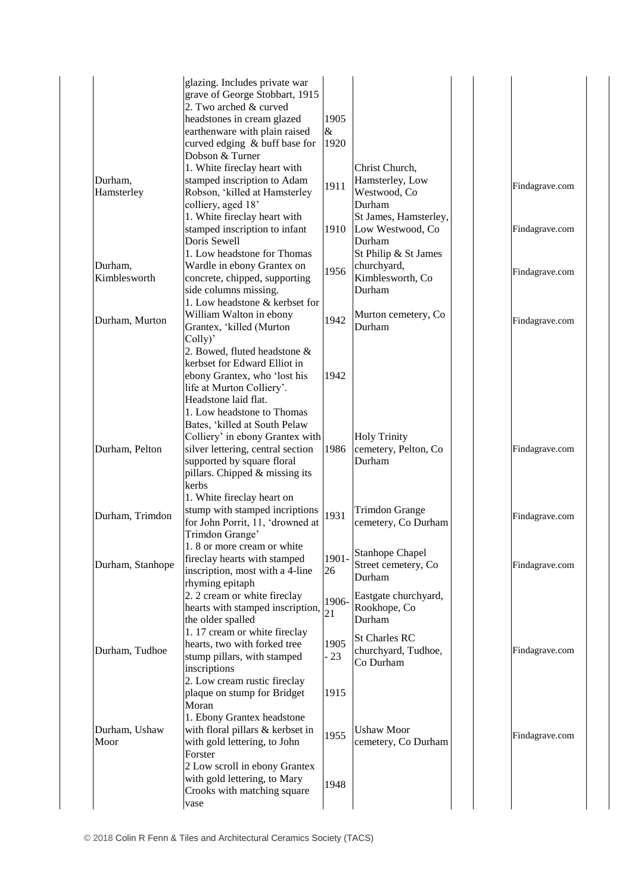| | | | | | | | |
|---|---|---|---|---|---|---|---|
| | glazing. Includes private war grave of George Stobbart, 1915 | | | | | | |
| | 2. Two arched & curved headstones in cream glazed earthenware with plain raised curved edging & buff base for Dobson & Turner | 1905 & 1920 | | | | | |
| Durham, Hamsterley | 1. White fireclay heart with stamped inscription to Adam Robson, 'killed at Hamsterley colliery, aged 18' | 1911 | Christ Church, Hamsterley, Low Westwood, Co Durham | | | Findagrave.com | |
| | 1. White fireclay heart with stamped inscription to infant Doris Sewell | 1910 | St James, Hamsterley, Low Westwood, Co Durham | | | Findagrave.com | |
| Durham, Kimblesworth | 1. Low headstone for Thomas Wardle in ebony Grantex on concrete, chipped, supporting side columns missing. | 1956 | St Philip & St James churchyard, Kimblesworth, Co Durham | | | Findagrave.com | |
| Durham, Murton | 1. Low headstone & kerbset for William Walton in ebony Grantex, 'killed (Murton Colly)' | 1942 | Murton cemetery, Co Durham | | | Findagrave.com | |
| | 2. Bowed, fluted headstone & kerbset for Edward Elliot in ebony Grantex, who 'lost his life at Murton Colliery'. Headstone laid flat. | 1942 | | | | | |
| Durham, Pelton | 1. Low headstone to Thomas Bates, 'killed at South Pelaw Colliery' in ebony Grantex with silver lettering, central section supported by square floral pillars. Chipped & missing its kerbs | 1986 | Holy Trinity cemetery, Pelton, Co Durham | | | Findagrave.com | |
| Durham, Trimdon | 1. White fireclay heart on stump with stamped incriptions for John Porrit, 11, 'drowned at Trimdon Grange' | 1931 | Trimdon Grange cemetery, Co Durham | | | Findagrave.com | |
| Durham, Stanhope | 1. 8 or more cream or white fireclay hearts with stamped inscription, most with a 4-line rhyming epitaph | 1901-26 | Stanhope Chapel Street cemetery, Co Durham | | | Findagrave.com | |
| | 2. 2 cream or white fireclay hearts with stamped inscription, the older spalled | 1906-21 | Eastgate churchyard, Rookhope, Co Durham | | | | |
| Durham, Tudhoe | 1. 17 cream or white fireclay hearts, two with forked tree stump pillars, with stamped inscriptions | 1905 - 23 | St Charles RC churchyard, Tudhoe, Co Durham | | | Findagrave.com | |
| | 2. Low cream rustic fireclay plaque on stump for Bridget Moran | 1915 | | | | | |
| Durham, Ushaw Moor | 1. Ebony Grantex headstone with floral pillars & kerbset in with gold lettering, to John Forster | 1955 | Ushaw Moor cemetery, Co Durham | | | Findagrave.com | |
| | 2 Low scroll in ebony Grantex with gold lettering, to Mary Crooks with matching square vase | 1948 | | | | | |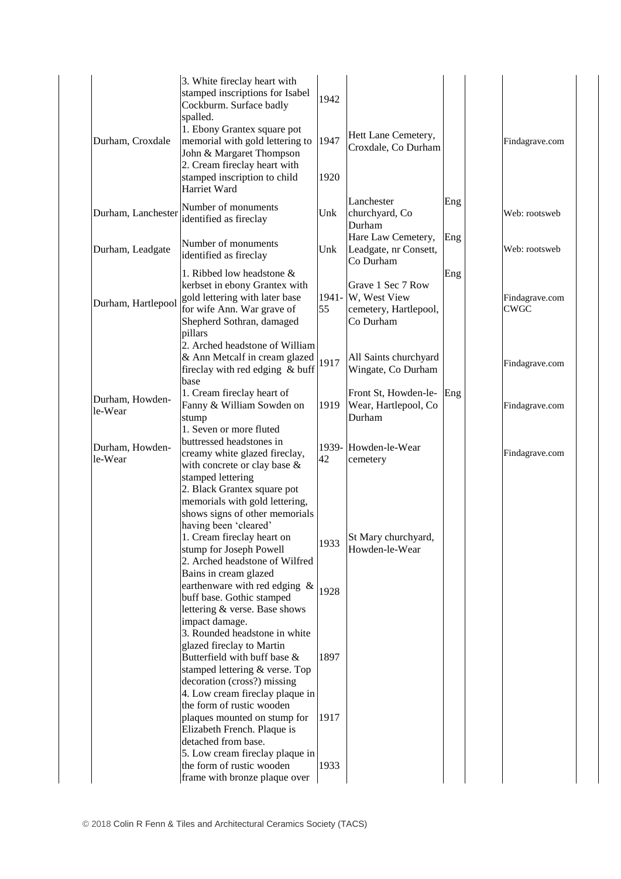|  |  | 3. White fireclay heart with stamped inscriptions for Isabel Cockburm. Surface badly spalled. | 1942 |  |  |  |  |  |
|---|---|---|---|---|---|---|---|---|
|  | Durham, Croxdale | 1. Ebony Grantex square pot memorial with gold lettering to John & Margaret Thompson | 1947 | Hett Lane Cemetery, Croxdale, Co Durham |  |  | Findagrave.com |  |
|  |  | 2. Cream fireclay heart with stamped inscription to child Harriet Ward | 1920 |  |  |  |  |  |
|  | Durham, Lanchester | Number of monuments identified as fireclay | Unk | Lanchester churchyard, Co Durham | Eng |  | Web: rootsweb |  |
|  | Durham, Leadgate | Number of monuments identified as fireclay | Unk | Hare Law Cemetery, Leadgate, nr Consett, Co Durham | Eng |  | Web: rootsweb |  |
|  | Durham, Hartlepool | 1. Ribbed low headstone & kerbset in ebony Grantex with gold lettering with later base for wife Ann. War grave of Shepherd Sothran, damaged pillars | 1941-55 | Grave 1 Sec 7 Row W, West View cemetery, Hartlepool, Co Durham | Eng |  | Findagrave.com CWGC |  |
|  |  | 2. Arched headstone of William & Ann Metcalf in cream glazed fireclay with red edging & buff base | 1917 | All Saints churchyard Wingate, Co Durham |  |  | Findagrave.com |  |
|  | Durham, Howden-le-Wear | 1. Cream fireclay heart of Fanny & William Sowden on stump | 1919 | Front St, Howden-le-Wear, Hartlepool, Co Durham | Eng |  | Findagrave.com |  |
|  | Durham, Howden-le-Wear | 1. Seven or more fluted buttressed headstones in creamy white glazed fireclay, with concrete or clay base & stamped lettering | 1939-42 | Howden-le-Wear cemetery |  |  | Findagrave.com |  |
|  |  | 2. Black Grantex square pot memorials with gold lettering, shows signs of other memorials having been 'cleared' |  |  |  |  |  |  |
|  |  | 1. Cream fireclay heart on stump for Joseph Powell | 1933 | St Mary churchyard, Howden-le-Wear |  |  |  |  |
|  |  | 2. Arched headstone of Wilfred Bains in cream glazed earthenware with red edging & buff base. Gothic stamped lettering & verse. Base shows impact damage. | 1928 |  |  |  |  |  |
|  |  | 3. Rounded headstone in white glazed fireclay to Martin Butterfield with buff base & stamped lettering & verse. Top decoration (cross?) missing | 1897 |  |  |  |  |  |
|  |  | 4. Low cream fireclay plaque in the form of rustic wooden plaques mounted on stump for Elizabeth French. Plaque is detached from base. | 1917 |  |  |  |  |  |
|  |  | 5. Low cream fireclay plaque in the form of rustic wooden frame with bronze plaque over | 1933 |  |  |  |  |  |

© 2018 Colin R Fenn & Tiles and Architectural Ceramics Society (TACS)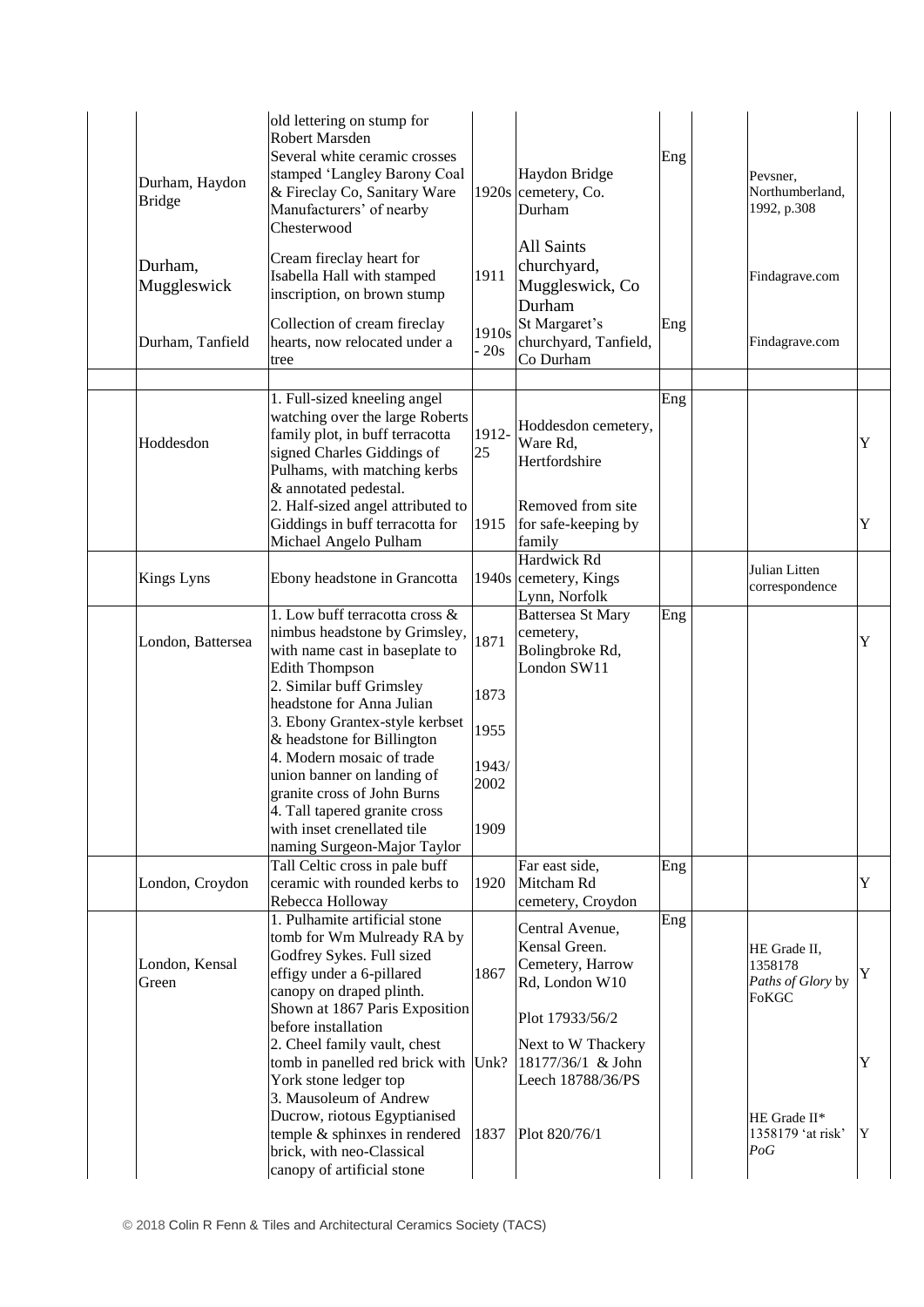| | | | | | | | | |
|---|---|---|---|---|---|---|---|---|
| | | old lettering on stump for Robert Marsden | | | | | | |
| | Durham, Haydon Bridge | Several white ceramic crosses stamped 'Langley Barony Coal & Fireclay Co, Sanitary Ware Manufacturers' of nearby Chesterwood | 1920s | Haydon Bridge cemetery, Co. Durham | Eng | | Pevsner, Northumberland, 1992, p.308 | |
| | Durham, Muggleswick | Cream fireclay heart for Isabella Hall with stamped inscription, on brown stump | 1911 | All Saints churchyard, Muggleswick, Co Durham | | | Findagrave.com | |
| | Durham, Tanfield | Collection of cream fireclay hearts, now relocated under a tree | 1910s - 20s | St Margaret's churchyard, Tanfield, Co Durham | Eng | | Findagrave.com | |
| | | | | | | | | |
| | Hoddesdon | 1. Full-sized kneeling angel watching over the large Roberts family plot, in buff terracotta signed Charles Giddings of Pulhams, with matching kerbs & annotated pedestal. | 1912-25 | Hoddesdon cemetery, Ware Rd, Hertfordshire | Eng | | | Y |
| | | 2. Half-sized angel attributed to Giddings in buff terracotta for Michael Angelo Pulham | 1915 | Removed from site for safe-keeping by family | | | | Y |
| | Kings Lyns | Ebony headstone in Grancotta | 1940s | Hardwick Rd cemetery, Kings Lynn, Norfolk | | | Julian Litten correspondence | |
| | London, Battersea | 1. Low buff terracotta cross & nimbus headstone by Grimsley, with name cast in baseplate to Edith Thompson | 1871 | Battersea St Mary cemetery, Bolingbroke Rd, London SW11 | Eng | | | Y |
| | | 2. Similar buff Grimsley headstone for Anna Julian | 1873 | | | | | |
| | | 3. Ebony Grantex-style kerbset & headstone for Billington | 1955 | | | | | |
| | | 4. Modern mosaic of trade union banner on landing of granite cross of John Burns | 1943/ 2002 | | | | | |
| | | 4. Tall tapered granite cross with inset crenellated tile naming Surgeon-Major Taylor | 1909 | | | | | |
| | London, Croydon | Tall Celtic cross in pale buff ceramic with rounded kerbs to Rebecca Holloway | 1920 | Far east side, Mitcham Rd cemetery, Croydon | Eng | | | Y |
| | London, Kensal Green | 1. Pulhamite artificial stone tomb for Wm Mulready RA by Godfrey Sykes. Full sized effigy under a 6-pillared canopy on draped plinth. Shown at 1867 Paris Exposition before installation | 1867 | Central Avenue, Kensal Green. Cemetery, Harrow Rd, London W10<br><br>Plot 17933/56/2 | Eng | | HE Grade II, 1358178 *Paths of Glory* by FoKGC | Y |
| | | 2. Cheel family vault, chest tomb in panelled red brick with York stone ledger top | Unk? | Next to W Thackery 18177/36/1 & John Leech 18788/36/PS | | | | Y |
| | | 3. Mausoleum of Andrew Ducrow, riotous Egyptianised temple & sphinxes in rendered brick, with neo-Classical canopy of artificial stone | 1837 | Plot 820/76/1 | | | HE Grade II* 1358179 'at risk' *PoG* | Y |

© 2018 Colin R Fenn & Tiles and Architectural Ceramics Society (TACS)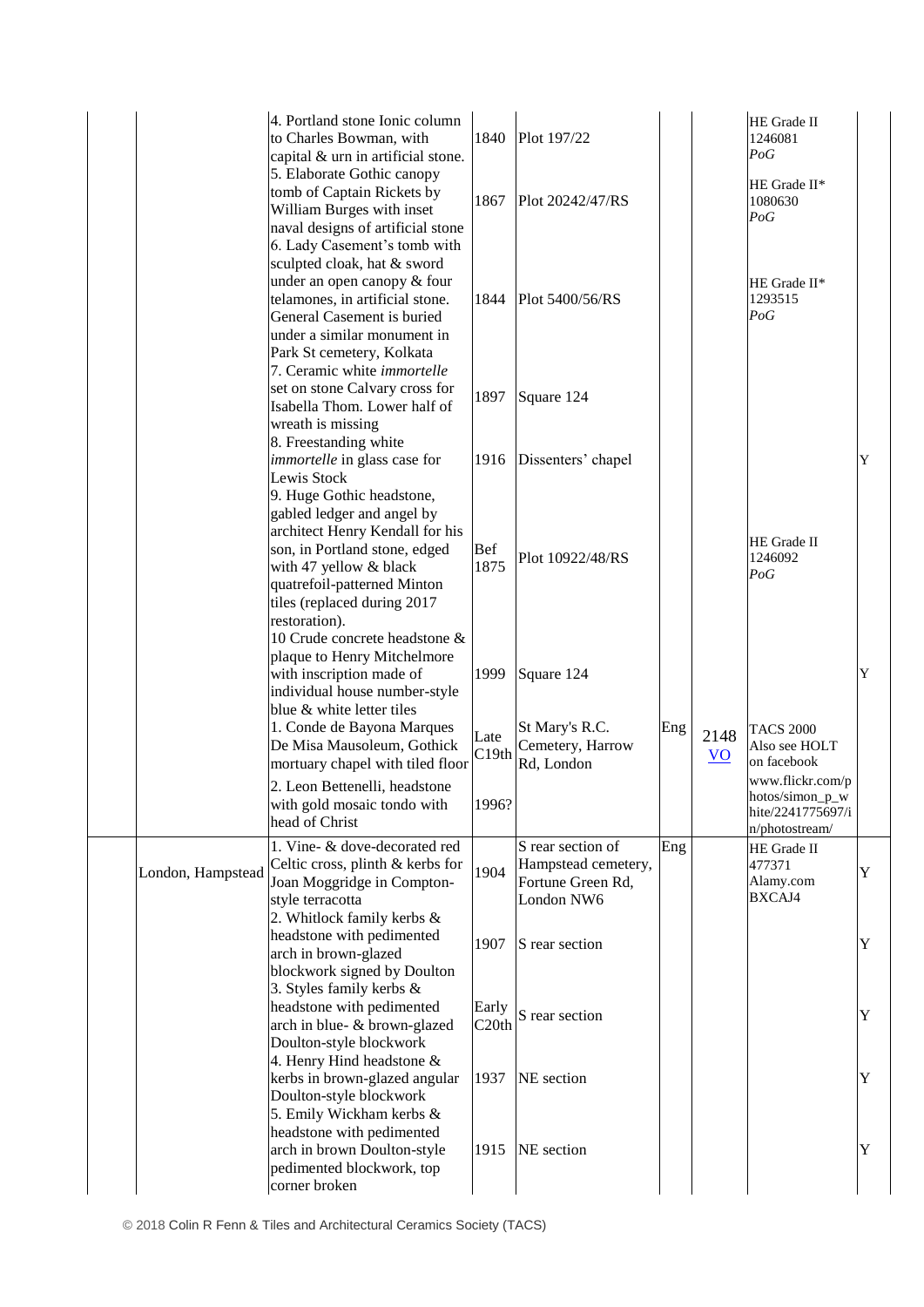| | | | | | | | | |
|---|---|---|---|---|---|---|---|---|
| | | 4. Portland stone Ionic column to Charles Bowman, with capital & urn in artificial stone. | 1840 | Plot 197/22 | | | HE Grade II 1246081 *PoG* | |
| | | 5. Elaborate Gothic canopy tomb of Captain Rickets by William Burges with inset naval designs of artificial stone | 1867 | Plot 20242/47/RS | | | HE Grade II* 1080630 *PoG* | |
| | | 6. Lady Casement's tomb with sculpted cloak, hat & sword under an open canopy & four telamones, in artificial stone. General Casement is buried under a similar monument in Park St cemetery, Kolkata | 1844 | Plot 5400/56/RS | | | HE Grade II* 1293515 *PoG* | |
| | | 7. Ceramic white *immortelle* set on stone Calvary cross for Isabella Thom. Lower half of wreath is missing | 1897 | Square 124 | | | | |
| | | 8. Freestanding white *immortelle* in glass case for Lewis Stock | 1916 | Dissenters' chapel | | | | Y |
| | | 9. Huge Gothic headstone, gabled ledger and angel by architect Henry Kendall for his son, in Portland stone, edged with 47 yellow & black quatrefoil-patterned Minton tiles (replaced during 2017 restoration). | Bef 1875 | Plot 10922/48/RS | | | HE Grade II 1246092 *PoG* | |
| | | 10 Crude concrete headstone & plaque to Henry Mitchelmore with inscription made of individual house number-style blue & white letter tiles | 1999 | Square 124 | | | | Y |
| | | 1. Conde de Bayona Marques De Misa Mausoleum, Gothick mortuary chapel with tiled floor | Late C19th | St Mary's R.C. Cemetery, Harrow Rd, London | Eng | 2148 VO | TACS 2000 Also see HOLT on facebook | |
| | | 2. Leon Bettenelli, headstone with gold mosaic tondo with head of Christ | 1996? | | | | www.flickr.com/photos/simon_p_white/2241775697/in/photostream/ | |
| | London, Hampstead | 1. Vine- & dove-decorated red Celtic cross, plinth & kerbs for Joan Moggridge in Compton-style terracotta | 1904 | S rear section of Hampstead cemetery, Fortune Green Rd, London NW6 | Eng | | HE Grade II 477371 Alamy.com BXCAJ4 | Y |
| | | 2. Whitlock family kerbs & headstone with pedimented arch in brown-glazed blockwork signed by Doulton | 1907 | S rear section | | | | Y |
| | | 3. Styles family kerbs & headstone with pedimented arch in blue- & brown-glazed Doulton-style blockwork | Early C20th | S rear section | | | | Y |
| | | 4. Henry Hind headstone & kerbs in brown-glazed angular Doulton-style blockwork | 1937 | NE section | | | | Y |
| | | 5. Emily Wickham kerbs & headstone with pedimented arch in brown Doulton-style pedimented blockwork, top corner broken | 1915 | NE section | | | | Y |

© 2018 Colin R Fenn & Tiles and Architectural Ceramics Society (TACS)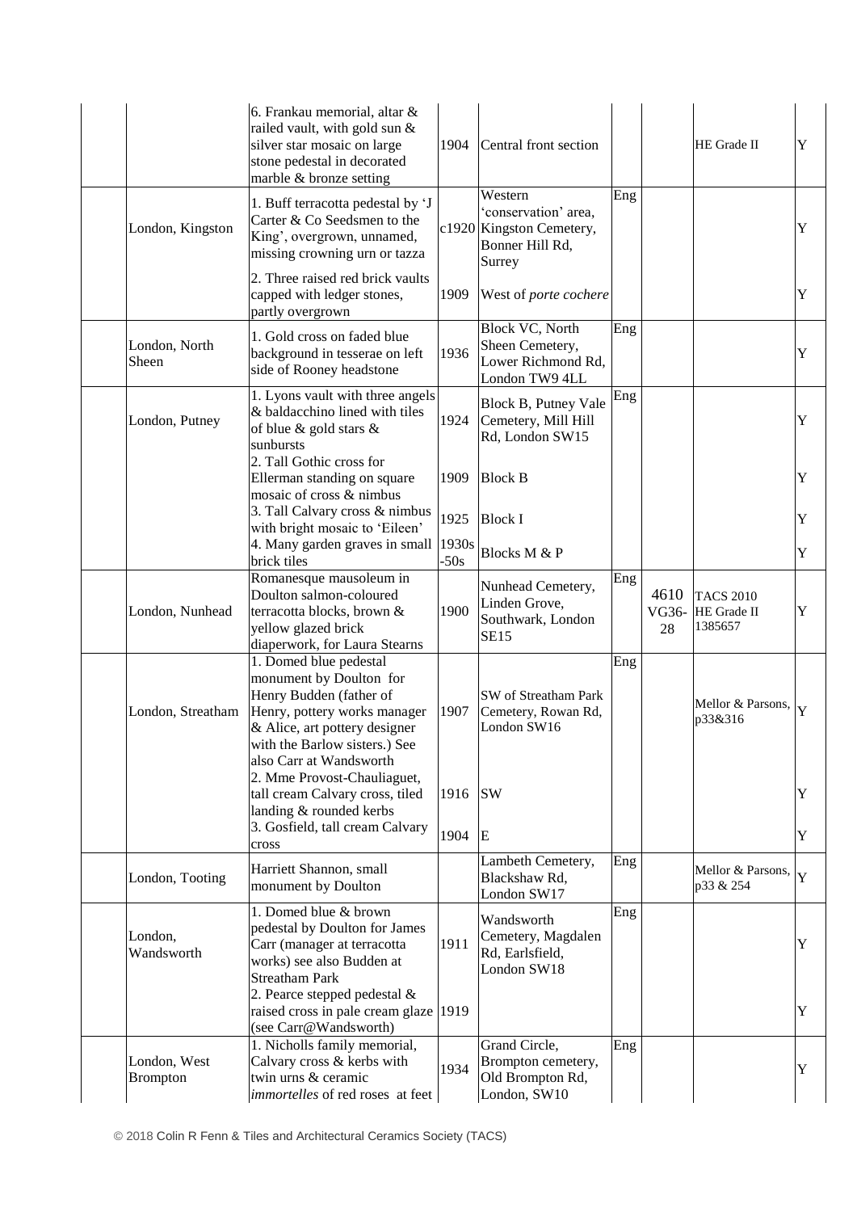| | | | | | | | | |
|---|---|---|---|---|---|---|---|---|
| | | 6. Frankau memorial, altar & railed vault, with gold sun & silver star mosaic on large stone pedestal in decorated marble & bronze setting | 1904 | Central front section | | | HE Grade II | Y |
| | London, Kingston | 1. Buff terracotta pedestal by 'J Carter & Co Seedsmen to the King', overgrown, unnamed, missing crowning urn or tazza | c1920 | Western 'conservation' area, Kingston Cemetery, Bonner Hill Rd, Surrey | Eng | | | Y |
| | | 2. Three raised red brick vaults capped with ledger stones, partly overgrown | 1909 | West of *porte cochere* | | | | Y |
| | London, North Sheen | 1. Gold cross on faded blue background in tesserae on left side of Rooney headstone | 1936 | Block VC, North Sheen Cemetery, Lower Richmond Rd, London TW9 4LL | Eng | | | Y |
| | London, Putney | 1. Lyons vault with three angels & baldacchino lined with tiles of blue & gold stars & sunbursts | 1924 | Block B, Putney Vale Cemetery, Mill Hill Rd, London SW15 | Eng | | | Y |
| | | 2. Tall Gothic cross for Ellerman standing on square mosaic of cross & nimbus | 1909 | Block B | | | | Y |
| | | 3. Tall Calvary cross & nimbus with bright mosaic to 'Eileen' | 1925 | Block I | | | | Y |
| | | 4. Many garden graves in small brick tiles | 1930s-50s | Blocks M & P | | | | Y |
| | London, Nunhead | Romanesque mausoleum in Doulton salmon-coloured terracotta blocks, brown & yellow glazed brick diaperwork, for Laura Stearns | 1900 | Nunhead Cemetery, Linden Grove, Southwark, London SE15 | Eng | 4610 VG36-28 | TACS 2010 HE Grade II 1385657 | Y |
| | London, Streatham | 1. Domed blue pedestal monument by Doulton for Henry Budden (father of Henry, pottery works manager & Alice, art pottery designer with the Barlow sisters.) See also Carr at Wandsworth | 1907 | SW of Streatham Park Cemetery, Rowan Rd, London SW16 | Eng | | Mellor & Parsons, p33&316 | Y |
| | | 2. Mme Provost-Chauliaguet, tall cream Calvary cross, tiled landing & rounded kerbs | 1916 | SW | | | | Y |
| | | 3. Gosfield, tall cream Calvary cross | 1904 | E | | | | Y |
| | London, Tooting | Harriett Shannon, small monument by Doulton | | Lambeth Cemetery, Blackshaw Rd, London SW17 | Eng | | Mellor & Parsons, p33 & 254 | Y |
| | London, Wandsworth | 1. Domed blue & brown pedestal for Doulton for James Carr (manager at terracotta works) see also Budden at Streatham Park | 1911 | Wandsworth Cemetery, Magdalen Rd, Earlsfield, London SW18 | Eng | | | Y |
| | | 2. Pearce stepped pedestal & raised cross in pale cream glaze (see Carr@Wandsworth) | 1919 | | | | | Y |
| | London, West Brompton | 1. Nicholls family memorial, Calvary cross & kerbs with twin urns & ceramic *immortelles* of red roses at feet | 1934 | Grand Circle, Brompton cemetery, Old Brompton Rd, London, SW10 | Eng | | | Y |

© 2018 Colin R Fenn & Tiles and Architectural Ceramics Society (TACS)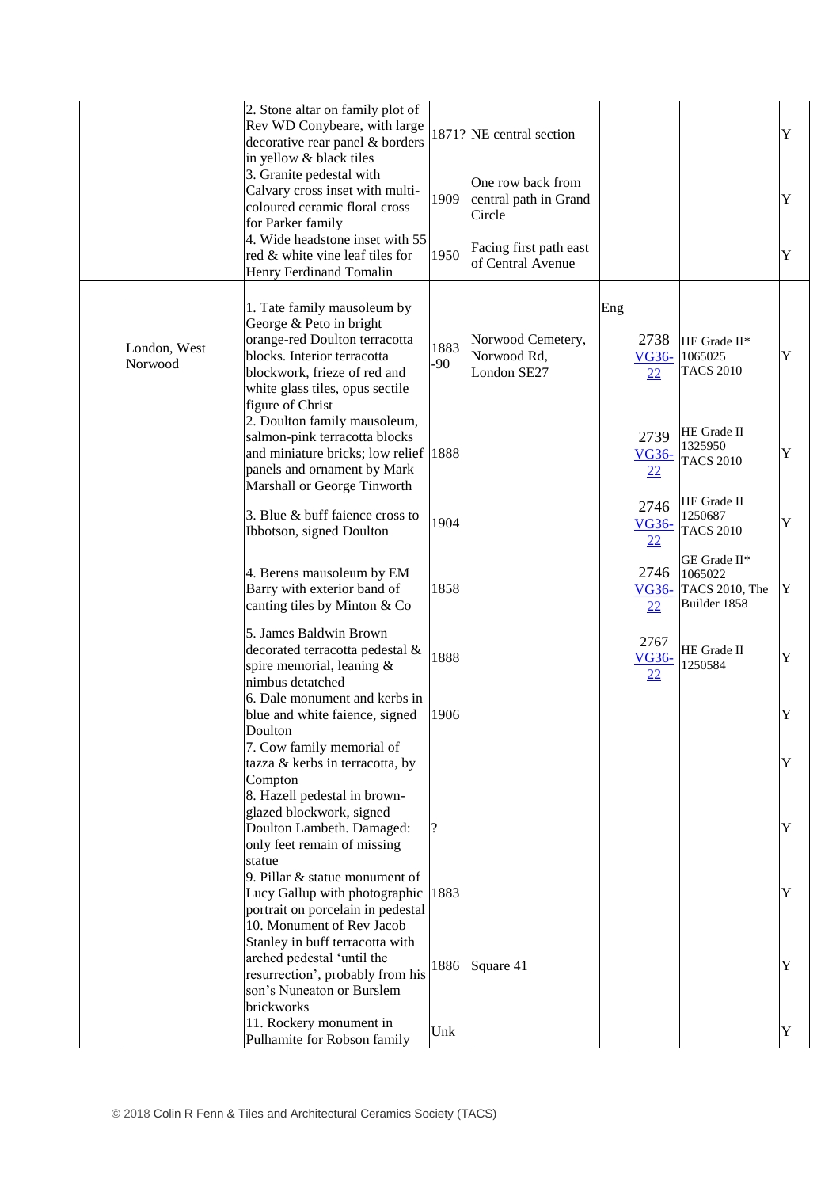| | | | | | | | | |
|---|---|---|---|---|---|---|---|---|
| | | 2. Stone altar on family plot of Rev WD Conybeare, with large decorative rear panel & borders in yellow & black tiles | 1871? | NE central section | | | | Y |
| | | 3. Granite pedestal with Calvary cross inset with multi-coloured ceramic floral cross for Parker family | 1909 | One row back from central path in Grand Circle | | | | Y |
| | | 4. Wide headstone inset with 55 red & white vine leaf tiles for Henry Ferdinand Tomalin | 1950 | Facing first path east of Central Avenue | | | | Y |
| | | | | | | | | |
| | London, West Norwood | 1. Tate family mausoleum by George & Peto in bright orange-red Doulton terracotta blocks. Interior terracotta blockwork, frieze of red and white glass tiles, opus sectile figure of Christ | 1883-90 | Norwood Cemetery, Norwood Rd, London SE27 | Eng | 2738 VG36-22 | HE Grade II* 1065025 TACS 2010 | Y |
| | | 2. Doulton family mausoleum, salmon-pink terracotta blocks and miniature bricks; low relief panels and ornament by Mark Marshall or George Tinworth | 1888 | | | 2739 VG36-22 | HE Grade II 1325950 TACS 2010 | Y |
| | | 3. Blue & buff faience cross to Ibbotson, signed Doulton | 1904 | | | 2746 VG36-22 | HE Grade II 1250687 TACS 2010 | Y |
| | | 4. Berens mausoleum by EM Barry with exterior band of canting tiles by Minton & Co | 1858 | | | 2746 VG36-22 | GE Grade II* 1065022 TACS 2010, The Builder 1858 | Y |
| | | 5. James Baldwin Brown decorated terracotta pedestal & spire memorial, leaning & nimbus detatched | 1888 | | | 2767 VG36-22 | HE Grade II 1250584 | Y |
| | | 6. Dale monument and kerbs in blue and white faience, signed Doulton | 1906 | | | | | Y |
| | | 7. Cow family memorial of tazza & kerbs in terracotta, by Compton | | | | | | Y |
| | | 8. Hazell pedestal in brown-glazed blockwork, signed Doulton Lambeth. Damaged: only feet remain of missing statue | ? | | | | | Y |
| | | 9. Pillar & statue monument of Lucy Gallup with photographic portrait on porcelain in pedestal | 1883 | | | | | Y |
| | | 10. Monument of Rev Jacob Stanley in buff terracotta with arched pedestal 'until the resurrection', probably from his son's Nuneaton or Burslem brickworks | 1886 | Square 41 | | | | Y |
| | | 11. Rockery monument in Pulhamite for Robson family | Unk | | | | | Y |

© 2018 Colin R Fenn & Tiles and Architectural Ceramics Society (TACS)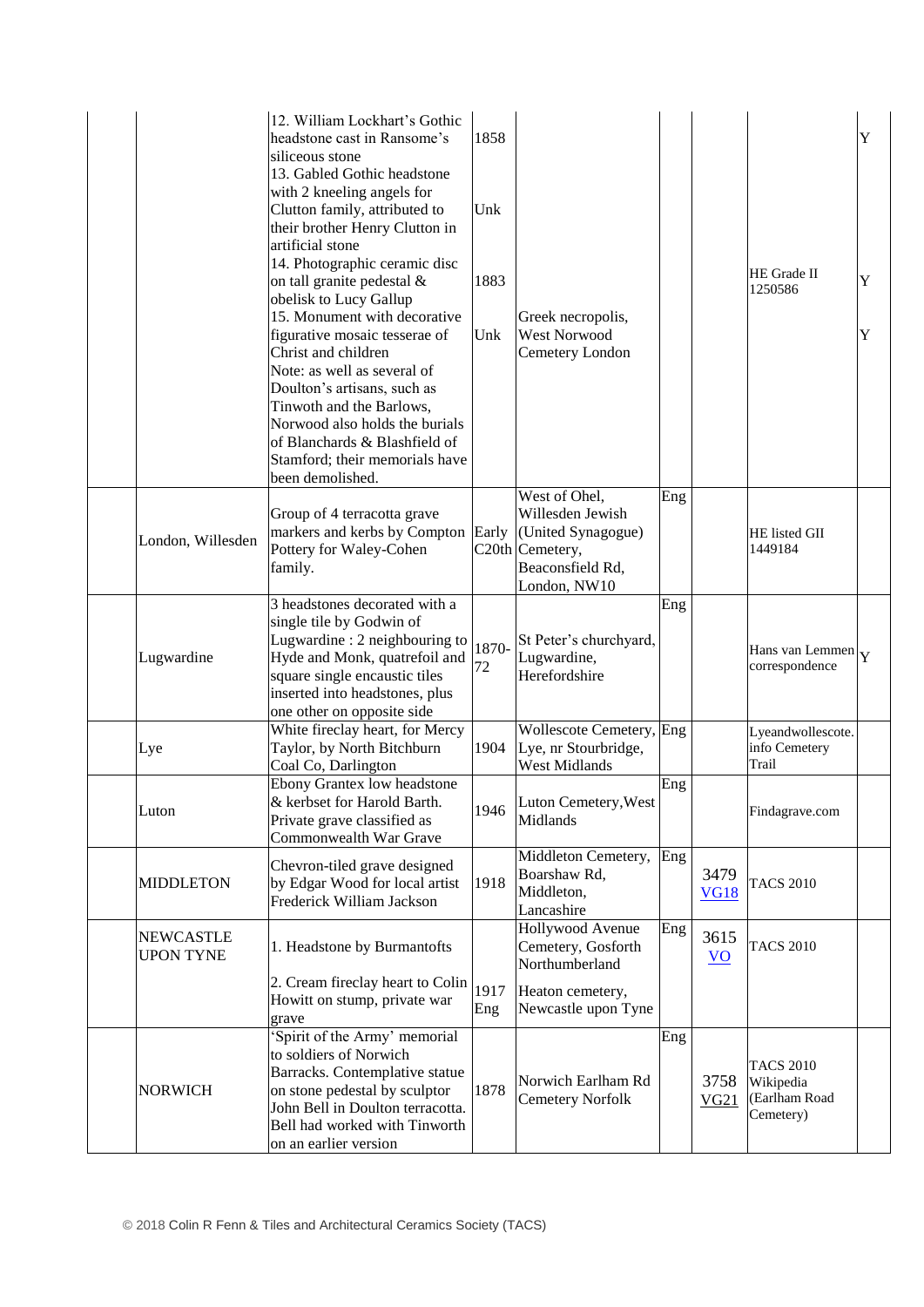| | | | | | | | | |
|---|---|---|---|---|---|---|---|---|
| | | 12. William Lockhart's Gothic headstone cast in Ransome's siliceous stone<br>13. Gabled Gothic headstone with 2 kneeling angels for Clutton family, attributed to their brother Henry Clutton in artificial stone<br>14. Photographic ceramic disc on tall granite pedestal & obelisk to Lucy Gallup<br>15. Monument with decorative figurative mosaic tesserae of Christ and children<br>Note: as well as several of Doulton's artisans, such as Tinwoth and the Barlows, Norwood also holds the burials of Blanchards & Blashfield of Stamford; their memorials have been demolished. | 1858<br><br>Unk<br><br>1883<br><br>Unk | Greek necropolis, West Norwood Cemetery London | | | HE Grade II 1250586 | Y<br><br>Y<br><br>Y |
| | London, Willesden | Group of 4 terracotta grave markers and kerbs by Compton Pottery for Waley-Cohen family. | Early C20th | West of Ohel, Willesden Jewish (United Synagogue) Cemetery, Beaconsfield Rd, London, NW10 | Eng | | HE listed GII 1449184 | |
| | Lugwardine | 3 headstones decorated with a single tile by Godwin of Lugwardine : 2 neighbouring to Hyde and Monk, quatrefoil and square single encaustic tiles inserted into headstones, plus one other on opposite side | 1870-72 | St Peter's churchyard, Lugwardine, Herefordshire | Eng | | Hans van Lemmen correspondence | Y |
| | Lye | White fireclay heart, for Mercy Taylor, by North Bitchburn Coal Co, Darlington | 1904 | Wollescote Cemetery, Lye, nr Stourbridge, West Midlands | Eng | | Lyeandwollescote.info Cemetery Trail | |
| | Luton | Ebony Grantex low headstone & kerbset for Harold Barth. Private grave classified as Commonwealth War Grave | 1946 | Luton Cemetery, West Midlands | Eng | | Findagrave.com | |
| | MIDDLETON | Chevron-tiled grave designed by Edgar Wood for local artist Frederick William Jackson | 1918 | Middleton Cemetery, Boarshaw Rd, Middleton, Lancashire | Eng | 3479 VG18 | TACS 2010 | |
| | NEWCASTLE UPON TYNE | 1. Headstone by Burmantofts<br>2. Cream fireclay heart to Colin Howitt on stump, private war grave | <br>1917 Eng | Hollywood Avenue Cemetery, Gosforth Northumberland<br>Heaton cemetery, Newcastle upon Tyne | Eng | 3615 VO | TACS 2010 | |
| | NORWICH | 'Spirit of the Army' memorial to soldiers of Norwich Barracks. Contemplative statue on stone pedestal by sculptor John Bell in Doulton terracotta. Bell had worked with Tinworth on an earlier version | 1878 | Norwich Earlham Rd Cemetery Norfolk | Eng | 3758 VG21 | TACS 2010 Wikipedia (Earlham Road Cemetery) | |

© 2018 Colin R Fenn & Tiles and Architectural Ceramics Society (TACS)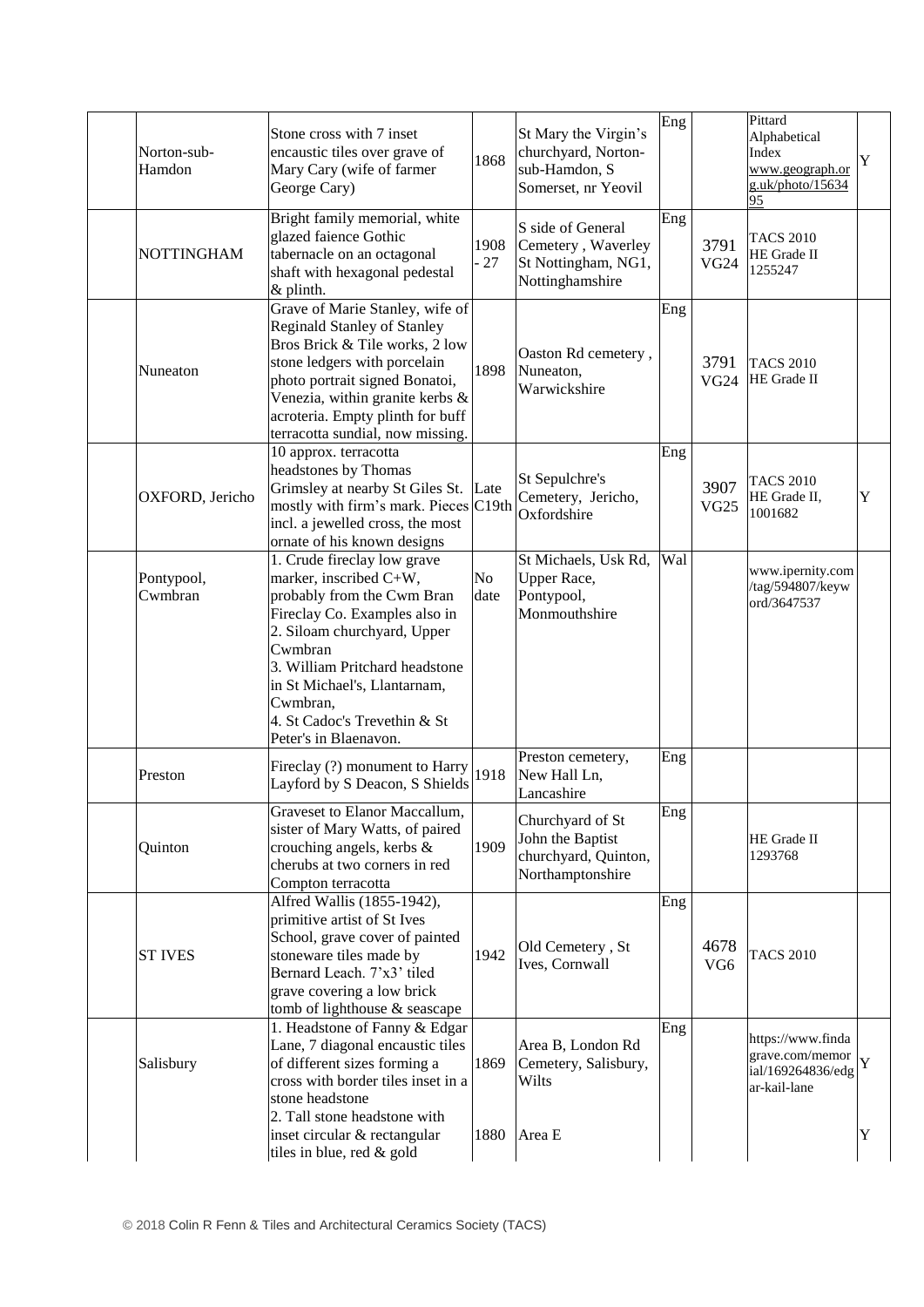| | | | | | | | | |
|---|---|---|---|---|---|---|---|---|
| | Norton-sub-Hamdon | Stone cross with 7 inset encaustic tiles over grave of Mary Cary (wife of farmer George Cary) | 1868 | St Mary the Virgin's churchyard, Norton-sub-Hamdon, S Somerset, nr Yeovil | Eng | | Pittard Alphabetical Index www.geograph.org.uk/photo/1563495 | Y |
| | NOTTINGHAM | Bright family memorial, white glazed faience Gothic tabernacle on an octagonal shaft with hexagonal pedestal & plinth. | 1908 - 27 | S side of General Cemetery , Waverley St Nottingham, NG1, Nottinghamshire | Eng | 3791 VG24 | TACS 2010 HE Grade II 1255247 | |
| | Nuneaton | Grave of Marie Stanley, wife of Reginald Stanley of Stanley Bros Brick & Tile works, 2 low stone ledgers with porcelain photo portrait signed Bonatoi, Venezia, within granite kerbs & acroteria. Empty plinth for buff terracotta sundial, now missing. | 1898 | Oaston Rd cemetery , Nuneaton, Warwickshire | Eng | 3791 VG24 | TACS 2010 HE Grade II | |
| | OXFORD, Jericho | 10 approx. terracotta headstones by Thomas Grimsley at nearby St Giles St. mostly with firm's mark. Pieces incl. a jewelled cross, the most ornate of his known designs | Late C19th | St Sepulchre's Cemetery, Jericho, Oxfordshire | Eng | 3907 VG25 | TACS 2010 HE Grade II, 1001682 | Y |
| | Pontypool, Cwmbran | 1. Crude fireclay low grave marker, inscribed C+W, probably from the Cwm Bran Fireclay Co. Examples also in<br>2. Siloam churchyard, Upper Cwmbran<br>3. William Pritchard headstone in St Michael's, Llantarnam, Cwmbran,<br>4. St Cadoc's Trevethin & St Peter's in Blaenavon. | No date | St Michaels, Usk Rd, Upper Race, Pontypool, Monmouthshire | Wal | | www.ipernity.com/tag/594807/keyword/3647537 | |
| | Preston | Fireclay (?) monument to Harry Layford by S Deacon, S Shields | 1918 | Preston cemetery, New Hall Ln, Lancashire | Eng | | | |
| | Quinton | Graveset to Elanor Maccallum, sister of Mary Watts, of paired crouching angels, kerbs & cherubs at two corners in red Compton terracotta | 1909 | Churchyard of St John the Baptist churchyard, Quinton, Northamptonshire | Eng | | HE Grade II 1293768 | |
| | ST IVES | Alfred Wallis (1855-1942), primitive artist of St Ives School, grave cover of painted stoneware tiles made by Bernard Leach. 7'x3' tiled grave covering a low brick tomb of lighthouse & seascape | 1942 | Old Cemetery , St Ives, Cornwall | Eng | 4678 VG6 | TACS 2010 | |
| | Salisbury | 1. Headstone of Fanny & Edgar Lane, 7 diagonal encaustic tiles of different sizes forming a cross with border tiles inset in a stone headstone | 1869 | Area B, London Rd Cemetery, Salisbury, Wilts | Eng | | https://www.findagrave.com/memorial/169264836/edgar-kail-lane | Y |
| | | 2. Tall stone headstone with inset circular & rectangular tiles in blue, red & gold | 1880 | Area E | | | | Y |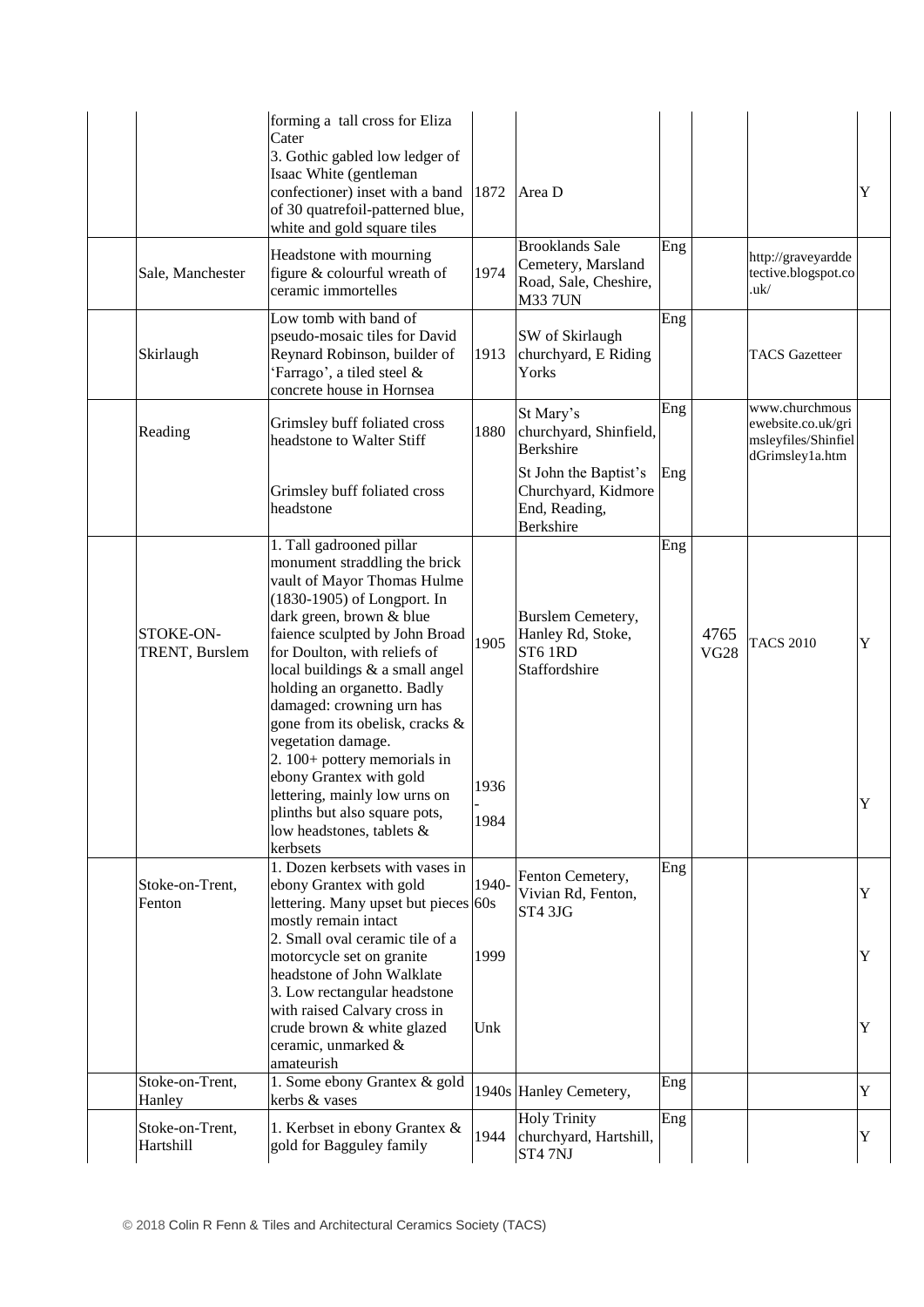|  |  |  |  |  |  |  |  |  |
|---|---|---|---|---|---|---|---|---|
|  |  | forming a tall cross for Eliza Cater<br>3. Gothic gabled low ledger of Isaac White (gentleman confectioner) inset with a band of 30 quatrefoil-patterned blue, white and gold square tiles | 1872 | Area D |  |  |  | Y |
|  | Sale, Manchester | Headstone with mourning figure & colourful wreath of ceramic immortelles | 1974 | Brooklands Sale Cemetery, Marsland Road, Sale, Cheshire, M33 7UN | Eng |  | http://graveyarddetective.blogspot.co.uk/ |  |
|  | Skirlaugh | Low tomb with band of pseudo-mosaic tiles for David Reynard Robinson, builder of 'Farrago', a tiled steel & concrete house in Hornsea | 1913 | SW of Skirlaugh churchyard, E Riding Yorks | Eng |  | TACS Gazetteer |  |
|  | Reading | Grimsley buff foliated cross headstone to Walter Stiff | 1880 | St Mary's churchyard, Shinfield, Berkshire | Eng |  | www.churchmousewebsite.co.uk/grimsleyfiles/ShinfieldGrimsley1a.htm |  |
|  |  | Grimsley buff foliated cross headstone |  | St John the Baptist's Churchyard, Kidmore End, Reading, Berkshire | Eng |  |  |  |
|  | STOKE-ON-TRENT, Burslem | 1. Tall gadrooned pillar monument straddling the brick vault of Mayor Thomas Hulme (1830-1905) of Longport. In dark green, brown & blue faience sculpted by John Broad for Doulton, with reliefs of local buildings & a small angel holding an organetto. Badly damaged: crowning urn has gone from its obelisk, cracks & vegetation damage. | 1905 | Burslem Cemetery, Hanley Rd, Stoke, ST6 1RD Staffordshire | Eng | 4765 VG28 | TACS 2010 | Y |
|  |  | 2. 100+ pottery memorials in ebony Grantex with gold lettering, mainly low urns on plinths but also square pots, low headstones, tablets & kerbsets | 1936 - 1984 |  |  |  |  | Y |
|  | Stoke-on-Trent, Fenton | 1. Dozen kerbsets with vases in ebony Grantex with gold lettering. Many upset but pieces mostly remain intact | 1940-60s | Fenton Cemetery, Vivian Rd, Fenton, ST4 3JG | Eng |  |  | Y |
|  |  | 2. Small oval ceramic tile of a motorcycle set on granite headstone of John Walklate | 1999 |  |  |  |  | Y |
|  |  | 3. Low rectangular headstone with raised Calvary cross in crude brown & white glazed ceramic, unmarked & amateurish | Unk |  |  |  |  | Y |
|  | Stoke-on-Trent, Hanley | 1. Some ebony Grantex & gold kerbs & vases | 1940s | Hanley Cemetery, | Eng |  |  | Y |
|  | Stoke-on-Trent, Hartshill | 1. Kerbset in ebony Grantex & gold for Bagguley family | 1944 | Holy Trinity churchyard, Hartshill, ST4 7NJ | Eng |  |  | Y |

© 2018 Colin R Fenn & Tiles and Architectural Ceramics Society (TACS)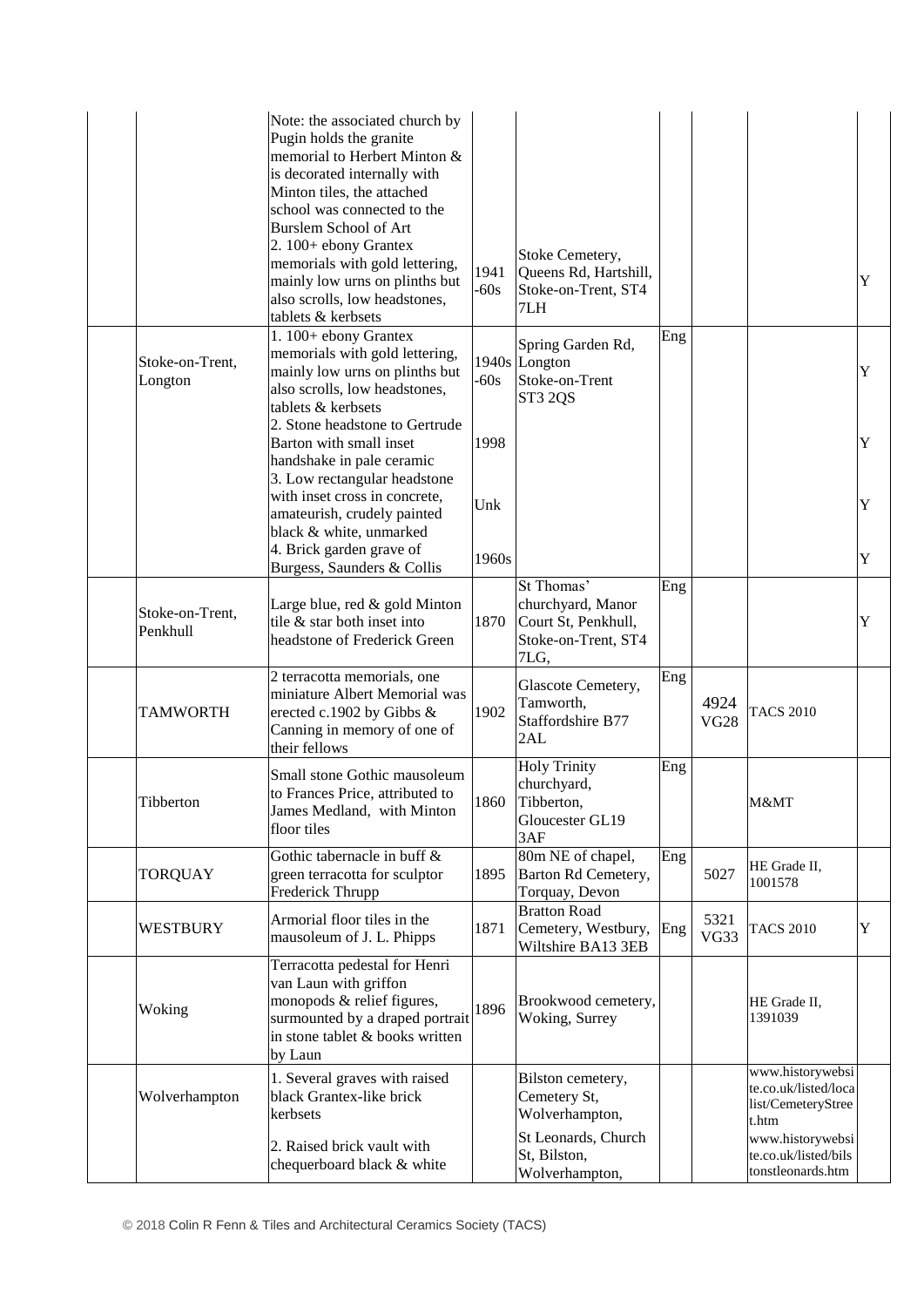| | | | | | | | | |
|---|---|---|---|---|---|---|---|---|
| | | Note: the associated church by Pugin holds the granite memorial to Herbert Minton & is decorated internally with Minton tiles, the attached school was connected to the Burslem School of Art<br>2. 100+ ebony Grantex memorials with gold lettering, mainly low urns on plinths but also scrolls, low headstones, tablets & kerbsets | 1941 -60s | Stoke Cemetery, Queens Rd, Hartshill, Stoke-on-Trent, ST4 7LH | | | | Y |
| | Stoke-on-Trent, Longton | 1. 100+ ebony Grantex memorials with gold lettering, mainly low urns on plinths but also scrolls, low headstones, tablets & kerbsets | 1940s -60s | Spring Garden Rd, Longton Stoke-on-Trent ST3 2QS | Eng | | | Y |
| | | 2. Stone headstone to Gertrude Barton with small inset handshake in pale ceramic | 1998 | | | | | Y |
| | | 3. Low rectangular headstone with inset cross in concrete, amateurish, crudely painted black & white, unmarked | Unk | | | | | Y |
| | | 4. Brick garden grave of Burgess, Saunders & Collis | 1960s | | | | | Y |
| | Stoke-on-Trent, Penkhull | Large blue, red & gold Minton tile & star both inset into headstone of Frederick Green | 1870 | St Thomas' churchyard, Manor Court St, Penkhull, Stoke-on-Trent, ST4 7LG, | Eng | | | Y |
| | TAMWORTH | 2 terracotta memorials, one miniature Albert Memorial was erected c.1902 by Gibbs & Canning in memory of one of their fellows | 1902 | Glascote Cemetery, Tamworth, Staffordshire B77 2AL | Eng | 4924 VG28 | TACS 2010 | |
| | Tibberton | Small stone Gothic mausoleum to Frances Price, attributed to James Medland, with Minton floor tiles | 1860 | Holy Trinity churchyard, Tibberton, Gloucester GL19 3AF | Eng | | M&MT | |
| | TORQUAY | Gothic tabernacle in buff & green terracotta for sculptor Frederick Thrupp | 1895 | 80m NE of chapel, Barton Rd Cemetery, Torquay, Devon | Eng | 5027 | HE Grade II, 1001578 | |
| | WESTBURY | Armorial floor tiles in the mausoleum of J. L. Phipps | 1871 | Bratton Road Cemetery, Westbury, Wiltshire BA13 3EB | Eng | 5321 VG33 | TACS 2010 | Y |
| | Woking | Terracotta pedestal for Henri van Laun with griffon monopods & relief figures, surmounted by a draped portrait in stone tablet & books written by Laun | 1896 | Brookwood cemetery, Woking, Surrey | | | HE Grade II, 1391039 | |
| | Wolverhampton | 1. Several graves with raised black Grantex-like brick kerbsets | | Bilston cemetery, Cemetery St, Wolverhampton, | | | www.historywebsite.co.uk/listed/locallist/CemeteryStreet.htm | |
| | | 2. Raised brick vault with chequerboard black & white | | St Leonards, Church St, Bilston, Wolverhampton, | | | www.historywebsite.co.uk/listed/bilstonsleonards.htm | |

© 2018 Colin R Fenn & Tiles and Architectural Ceramics Society (TACS)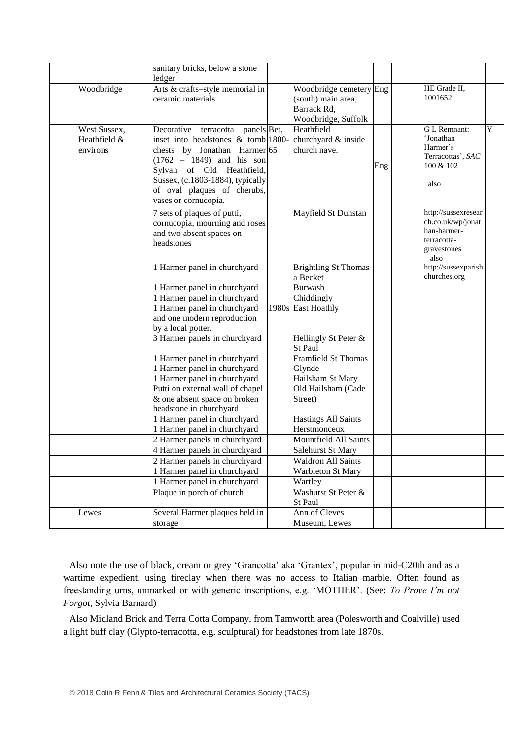| | | | | | | | | |
|---|---|---|---|---|---|---|---|---|
| | | sanitary bricks, below a stone ledger | | | | | | |
| | Woodbridge | Arts & crafts–style memorial in ceramic materials | | Woodbridge cemetery (south) main area, Barrack Rd, Woodbridge, Suffolk | Eng | | HE Grade II, 1001652 | |
| | West Sussex, Heathfield & environs | Decorative terracotta panels inset into headstones & tomb chests by Jonathan Harmer (1762 – 1849) and his son Sylvan of Old Heathfield, Sussex, (c.1803-1884), typically of oval plaques of cherubs, vases or cornucopia. | Bet. 1800-65 | Heathfield churchyard & inside church nave. | Eng | | G L Remnant: 'Jonathan Harmer's Terracottas', *SAC* 100 & 102 also | Y |
| | | 7 sets of plaques of putti, cornucopia, mourning and roses and two absent spaces on headstones | | Mayfield St Dunstan | | | http://sussexresearch.co.uk/wp/jonathan-harmer-terracotta-gravestones also | |
| | | 1 Harmer panel in churchyard | | Brightling St Thomas a Becket | | | http://sussexparishchurches.org | |
| | | 1 Harmer panel in churchyard | | Burwash | | | | |
| | | 1 Harmer panel in churchyard | | Chiddingly | | | | |
| | | 1 Harmer panel in churchyard and one modern reproduction by a local potter. | 1980s | East Hoathly | | | | |
| | | 3 Harmer panels in churchyard | | Hellingly St Peter & St Paul | | | | |
| | | 1 Harmer panel in churchyard | | Framfield St Thomas | | | | |
| | | 1 Harmer panel in churchyard | | Glynde | | | | |
| | | 1 Harmer panel in churchyard | | Hailsham St Mary | | | | |
| | | Putti on external wall of chapel & one absent space on broken headstone in churchyard | | Old Hailsham (Cade Street) | | | | |
| | | 1 Harmer panel in churchyard | | Hastings All Saints | | | | |
| | | 1 Harmer panel in churchyard | | Herstmonceux | | | | |
| | | 2 Harmer panels in churchyard | | Mountfield All Saints | | | | |
| | | 4 Harmer panels in churchyard | | Salehurst St Mary | | | | |
| | | 2 Harmer panels in churchyard | | Waldron All Saints | | | | |
| | | 1 Harmer panel in churchyard | | Warbleton St Mary | | | | |
| | | 1 Harmer panel in churchyard | | Wartley | | | | |
| | | Plaque in porch of church | | Washurst St Peter & St Paul | | | | |
| | Lewes | Several Harmer plaques held in storage | | Ann of Cleves Museum, Lewes | | | | |

Also note the use of black, cream or grey 'Grancotta' aka 'Grantex', popular in mid-C20th and as a wartime expedient, using fireclay when there was no access to Italian marble. Often found as freestanding urns, unmarked or with generic inscriptions, e.g. 'MOTHER'. (See: *To Prove I'm not Forgot*, Sylvia Barnard)

Also Midland Brick and Terra Cotta Company, from Tamworth area (Polesworth and Coalville) used a light buff clay (Glypto-terracotta, e.g. sculptural) for headstones from late 1870s.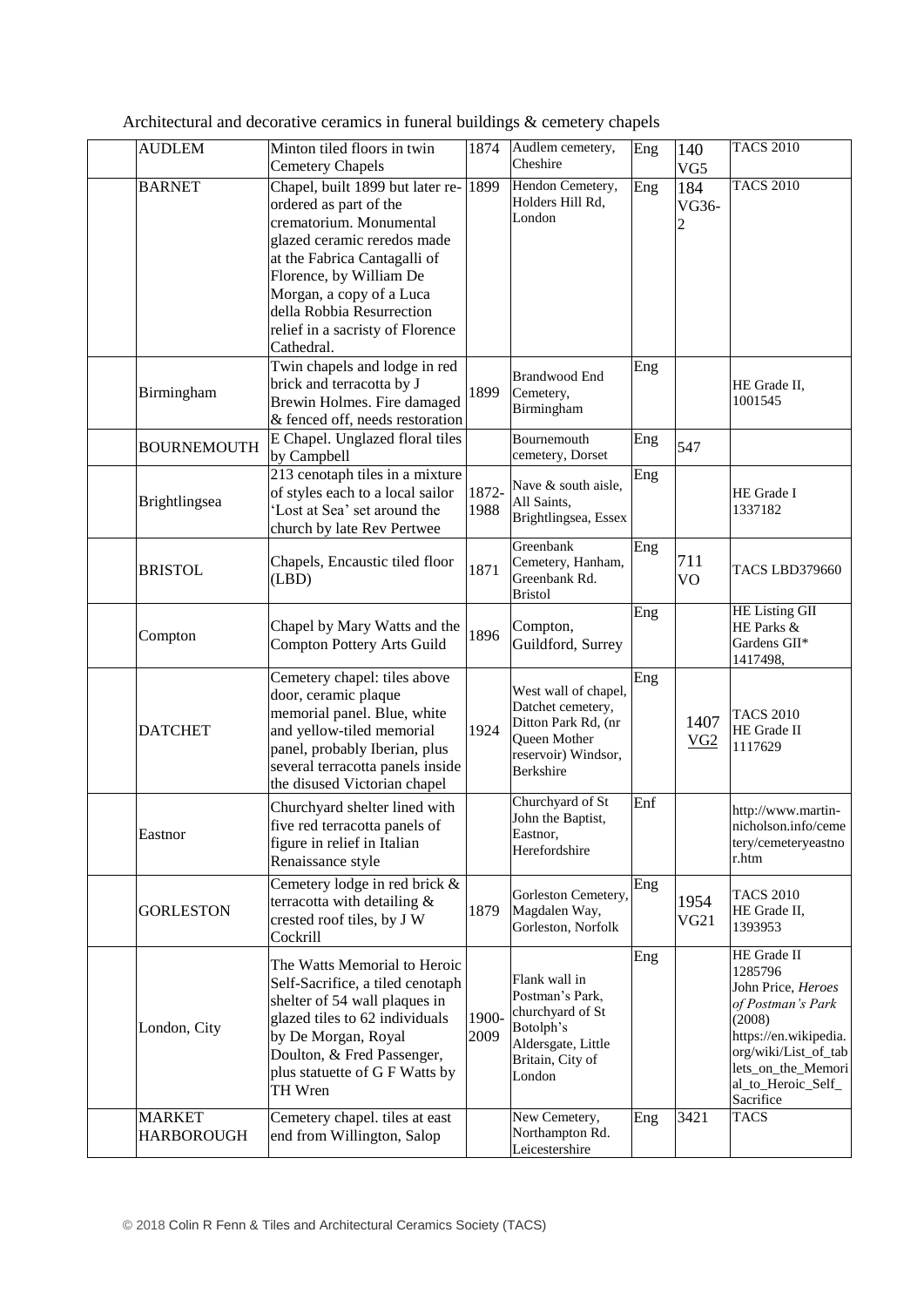Architectural and decorative ceramics in funeral buildings & cemetery chapels

| | | | | | | | |
|---|---|---|---|---|---|---|---|
| | AUDLEM | Minton tiled floors in twin Cemetery Chapels | 1874 | Audlem cemetery, Cheshire | Eng | 140 VG5 | TACS 2010 |
| | BARNET | Chapel, built 1899 but later re-ordered as part of the crematorium. Monumental glazed ceramic reredos made at the Fabrica Cantagalli of Florence, by William De Morgan, a copy of a Luca della Robbia Resurrection relief in a sacristy of Florence Cathedral. | 1899 | Hendon Cemetery, Holders Hill Rd, London | Eng | 184 VG36-2 | TACS 2010 |
| | Birmingham | Twin chapels and lodge in red brick and terracotta by J Brewin Holmes. Fire damaged & fenced off, needs restoration | 1899 | Brandwood End Cemetery, Birmingham | Eng | | HE Grade II, 1001545 |
| | BOURNEMOUTH | E Chapel. Unglazed floral tiles by Campbell | | Bournemouth cemetery, Dorset | Eng | 547 | |
| | Brightlingsea | 213 cenotaph tiles in a mixture of styles each to a local sailor 'Lost at Sea' set around the church by late Rev Pertwee | 1872-1988 | Nave & south aisle, All Saints, Brightlingsea, Essex | Eng | | HE Grade I 1337182 |
| | BRISTOL | Chapels, Encaustic tiled floor (LBD) | 1871 | Greenbank Cemetery, Hanham, Greenbank Rd. Bristol | Eng | 711 VO | TACS LBD379660 |
| | Compton | Chapel by Mary Watts and the Compton Pottery Arts Guild | 1896 | Compton, Guildford, Surrey | Eng | | HE Listing GII HE Parks & Gardens GII* 1417498, |
| | DATCHET | Cemetery chapel: tiles above door, ceramic plaque memorial panel. Blue, white and yellow-tiled memorial panel, probably Iberian, plus several terracotta panels inside the disused Victorian chapel | 1924 | West wall of chapel, Datchet cemetery, Ditton Park Rd, (nr Queen Mother reservoir) Windsor, Berkshire | Eng | 1407 VG2 | TACS 2010 HE Grade II 1117629 |
| | Eastnor | Churchyard shelter lined with five red terracotta panels of figure in relief in Italian Renaissance style | | Churchyard of St John the Baptist, Eastnor, Herefordshire | Enf | | http://www.martin-nicholson.info/cemetery/cemeteryeastnor.htm |
| | GORLESTON | Cemetery lodge in red brick & terracotta with detailing & crested roof tiles, by J W Cockrill | 1879 | Gorleston Cemetery, Magdalen Way, Gorleston, Norfolk | Eng | 1954 VG21 | TACS 2010 HE Grade II, 1393953 |
| | London, City | The Watts Memorial to Heroic Self-Sacrifice, a tiled cenotaph shelter of 54 wall plaques in glazed tiles to 62 individuals by De Morgan, Royal Doulton, & Fred Passenger, plus statuette of G F Watts by TH Wren | 1900-2009 | Flank wall in Postman's Park, churchyard of St Botolph's Aldersgate, Little Britain, City of London | Eng | | HE Grade II 1285796 John Price, *Heroes of Postman's Park* (2008) https://en.wikipedia.org/wiki/List_of_tablets_on_the_Memorial_to_Heroic_Self_Sacrifice |
| | MARKET HARBOROUGH | Cemetery chapel. tiles at east end from Willington, Salop | | New Cemetery, Northampton Rd. Leicestershire | Eng | 3421 | TACS |

© 2018 Colin R Fenn & Tiles and Architectural Ceramics Society (TACS)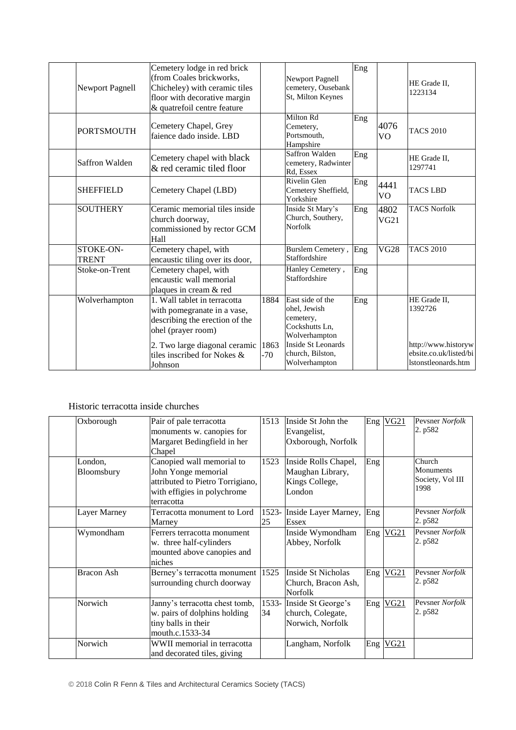|  | Newport Pagnell | Cemetery lodge in red brick (from Coales brickworks, Chicheley) with ceramic tiles floor with decorative margin & quatrefoil centre feature |  | Newport Pagnell cemetery, Ousebank St, Milton Keynes | Eng |  | HE Grade II, 1223134 |
|---|---|---|---|---|---|---|---|
|  | PORTSMOUTH | Cemetery Chapel, Grey faience dado inside. LBD |  | Milton Rd Cemetery, Portsmouth, Hampshire | Eng | 4076 VO | TACS 2010 |
|  | Saffron Walden | Cemetery chapel with black & red ceramic tiled floor |  | Saffron Walden cemetery, Radwinter Rd, Essex | Eng |  | HE Grade II, 1297741 |
|  | SHEFFIELD | Cemetery Chapel (LBD) |  | Rivelin Glen Cemetery Sheffield, Yorkshire | Eng | 4441 VO | TACS LBD |
|  | SOUTHERY | Ceramic memorial tiles inside church doorway, commissioned by rector GCM Hall |  | Inside St Mary's Church, Southery, Norfolk | Eng | 4802 VG21 | TACS Norfolk |
|  | STOKE-ON-TRENT | Cemetery chapel, with encaustic tiling over its door, |  | Burslem Cemetery , Staffordshire | Eng | VG28 | TACS 2010 |
|  | Stoke-on-Trent | Cemetery chapel, with encaustic wall memorial plaques in cream & red |  | Hanley Cemetery , Staffordshire | Eng |  |  |
|  | Wolverhampton | 1. Wall tablet in terracotta with pomegranate in a vase, describing the erection of the ohel (prayer room)<br>2. Two large diagonal ceramic tiles inscribed for Nokes & Johnson | 1884<br>1863-70 | East side of the ohel, Jewish cemetery, Cockshutts Ln, Wolverhampton<br>Inside St Leonards church, Bilston, Wolverhampton | Eng |  | HE Grade II, 1392726<br>http://www.historywebsite.co.uk/listed/bilstonstleonards.htm |

Historic terracotta inside churches

|  | Oxborough | Pair of pale terracotta monuments w. canopies for Margaret Bedingfield in her Chapel | 1513 | Inside St John the Evangelist, Oxborough, Norfolk | Eng | VG21 | Pevsner *Norfolk* 2. p582 |
|---|---|---|---|---|---|---|---|
|  | London, Bloomsbury | Canopied wall memorial to John Yonge memorial attributed to Pietro Torrigiano, with effigies in polychrome terracotta | 1523 | Inside Rolls Chapel, Maughan Library, Kings College, London | Eng |  | Church Monuments Society, Vol III 1998 |
|  | Layer Marney | Terracotta monument to Lord Marney | 1523-25 | Inside Layer Marney, Essex | Eng |  | Pevsner *Norfolk* 2. p582 |
|  | Wymondham | Ferrers terracotta monument w. three half-cylinders mounted above canopies and niches |  | Inside Wymondham Abbey, Norfolk | Eng | VG21 | Pevsner *Norfolk* 2. p582 |
|  | Bracon Ash | Berney's terracotta monument surrounding church doorway | 1525 | Inside St Nicholas Church, Bracon Ash, Norfolk | Eng | VG21 | Pevsner *Norfolk* 2. p582 |
|  | Norwich | Janny's terracotta chest tomb, w. pairs of dolphins holding tiny balls in their mouth.c.1533-34 | 1533-34 | Inside St George's church, Colegate, Norwich, Norfolk | Eng | VG21 | Pevsner *Norfolk* 2. p582 |
|  | Norwich | WWII memorial in terracotta and decorated tiles, giving |  | Langham, Norfolk | Eng | VG21 |  |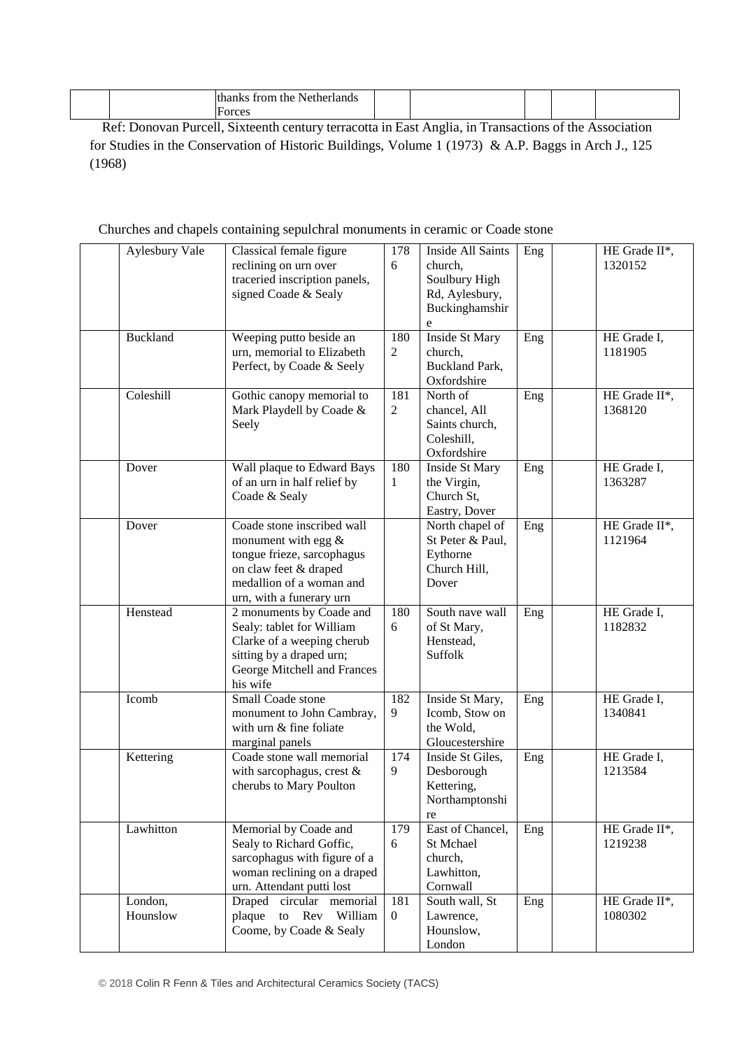| | | thanks from the Netherlands Forces | | | | | |
|---|---|---|---|---|---|---|---|

Ref: Donovan Purcell, Sixteenth century terracotta in East Anglia, in Transactions of the Association for Studies in the Conservation of Historic Buildings, Volume 1 (1973) & A.P. Baggs in Arch J., 125 (1968)

Churches and chapels containing sepulchral monuments in ceramic or Coade stone

| | | | | | | | |
|---|---|---|---|---|---|---|---|
| | Aylesbury Vale | Classical female figure reclining on urn over traceried inscription panels, signed Coade & Sealy | 1786 | Inside All Saints church, Soulbury High Rd, Aylesbury, Buckinghamshire | Eng | | HE Grade II*, 1320152 |
| | Buckland | Weeping putto beside an urn, memorial to Elizabeth Perfect, by Coade & Seely | 1802 | Inside St Mary church, Buckland Park, Oxfordshire | Eng | | HE Grade I, 1181905 |
| | Coleshill | Gothic canopy memorial to Mark Playdell by Coade & Seely | 1812 | North of chancel, All Saints church, Coleshill, Oxfordshire | Eng | | HE Grade II*, 1368120 |
| | Dover | Wall plaque to Edward Bays of an urn in half relief by Coade & Sealy | 1801 | Inside St Mary the Virgin, Church St, Eastry, Dover | Eng | | HE Grade I, 1363287 |
| | Dover | Coade stone inscribed wall monument with egg & tongue frieze, sarcophagus on claw feet & draped medallion of a woman and urn, with a funerary urn | | North chapel of St Peter & Paul, Eythorne Church Hill, Dover | Eng | | HE Grade II*, 1121964 |
| | Henstead | 2 monuments by Coade and Sealy: tablet for William Clarke of a weeping cherub sitting by a draped urn; George Mitchell and Frances his wife | 1806 | South nave wall of St Mary, Henstead, Suffolk | Eng | | HE Grade I, 1182832 |
| | Icomb | Small Coade stone monument to John Cambray, with urn & fine foliate marginal panels | 1829 | Inside St Mary, Icomb, Stow on the Wold, Gloucestershire | Eng | | HE Grade I, 1340841 |
| | Kettering | Coade stone wall memorial with sarcophagus, crest & cherubs to Mary Poulton | 1749 | Inside St Giles, Desborough Kettering, Northamptonshire | Eng | | HE Grade I, 1213584 |
| | Lawhitton | Memorial by Coade and Sealy to Richard Goffic, sarcophagus with figure of a woman reclining on a draped urn. Attendant putti lost | 1796 | East of Chancel, St Mchael church, Lawhitton, Cornwall | Eng | | HE Grade II*, 1219238 |
| | London, Hounslow | Draped circular memorial plaque to Rev William Coome, by Coade & Sealy | 1810 | South wall, St Lawrence, Hounslow, London | Eng | | HE Grade II*, 1080302 |

© 2018 Colin R Fenn & Tiles and Architectural Ceramics Society (TACS)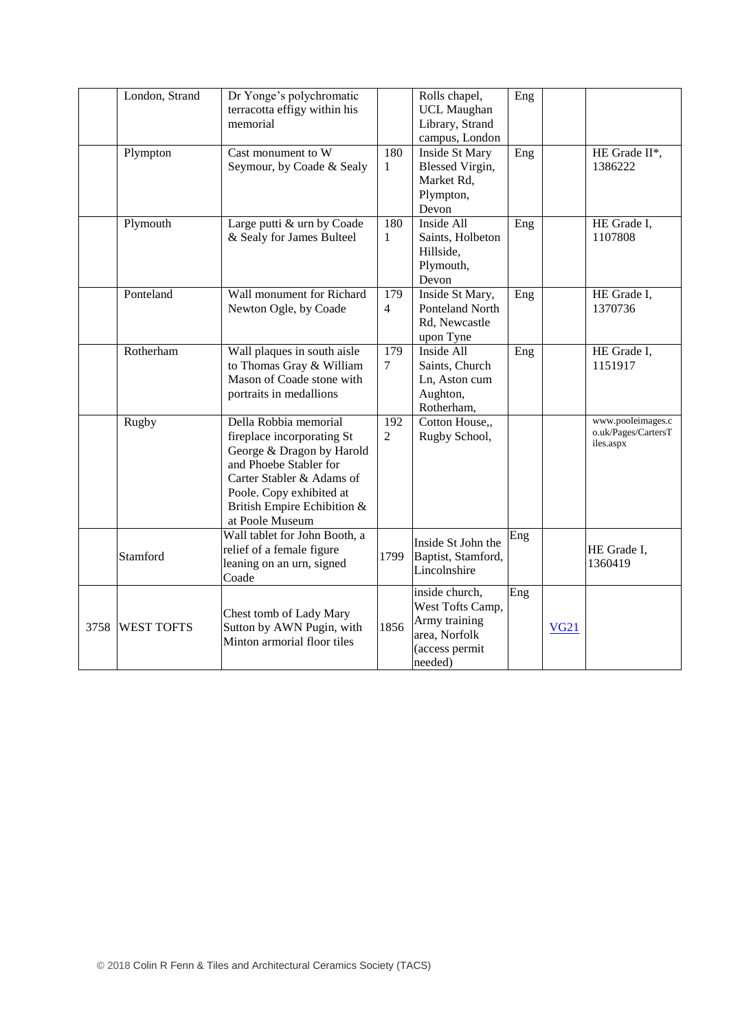| | London, Strand | Dr Yonge's polychromatic terracotta effigy within his memorial | | Rolls chapel, UCL Maughan Library, Strand campus, London | Eng | | |
|---|---|---|---|---|---|---|---|
| | Plympton | Cast monument to W Seymour, by Coade & Sealy | 1801 | Inside St Mary Blessed Virgin, Market Rd, Plympton, Devon | Eng | | HE Grade II*, 1386222 |
| | Plymouth | Large putti & urn by Coade & Sealy for James Bulteel | 1801 | Inside All Saints, Holbeton Hillside, Plymouth, Devon | Eng | | HE Grade I, 1107808 |
| | Ponteland | Wall monument for Richard Newton Ogle, by Coade | 1794 | Inside St Mary, Ponteland North Rd, Newcastle upon Tyne | Eng | | HE Grade I, 1370736 |
| | Rotherham | Wall plaques in south aisle to Thomas Gray & William Mason of Coade stone with portraits in medallions | 1797 | Inside All Saints, Church Ln, Aston cum Aughton, Rotherham, | Eng | | HE Grade I, 1151917 |
| | Rugby | Della Robbia memorial fireplace incorporating St George & Dragon by Harold and Phoebe Stabler for Carter Stabler & Adams of Poole. Copy exhibited at British Empire Echibition & at Poole Museum | 1922 | Cotton House,, Rugby School, | | | www.pooleimages.co.uk/Pages/CartersTiles.aspx |
| | Stamford | Wall tablet for John Booth, a relief of a female figure leaning on an urn, signed Coade | 1799 | Inside St John the Baptist, Stamford, Lincolnshire | Eng | | HE Grade I, 1360419 |
| 3758 | WEST TOFTS | Chest tomb of Lady Mary Sutton by AWN Pugin, with Minton armorial floor tiles | 1856 | inside church, West Tofts Camp, Army training area, Norfolk (access permit needed) | Eng | VG21 | |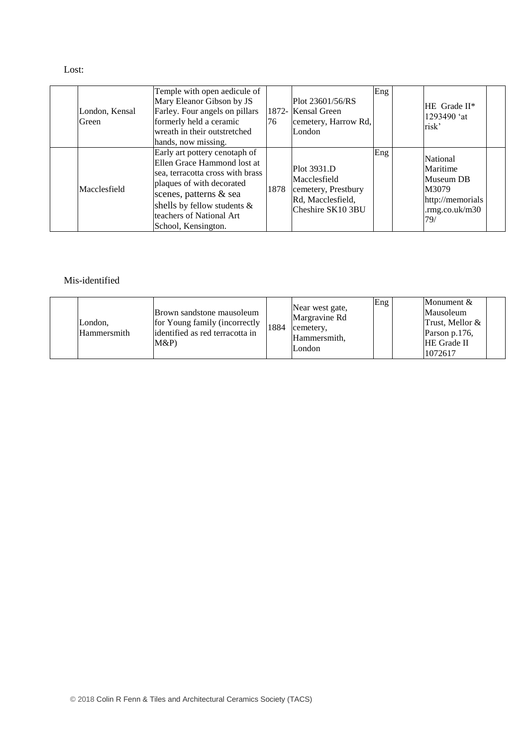Lost:

| | | | | | | | | |
|---|---|---|---|---|---|---|---|---|
| | London, Kensal Green | Temple with open aedicule of Mary Eleanor Gibson by JS Farley. Four angels on pillars formerly held a ceramic wreath in their outstretched hands, now missing. | 1872-76 | Plot 23601/56/RS Kensal Green cemetery, Harrow Rd, London | Eng | | HE Grade II* 1293490 'at risk' | |
| | Macclesfield | Early art pottery cenotaph of Ellen Grace Hammond lost at sea, terracotta cross with brass plaques of with decorated scenes, patterns & sea shells by fellow students & teachers of National Art School, Kensington. | 1878 | Plot 3931.D Macclesfield cemetery, Prestbury Rd, Macclesfield, Cheshire SK10 3BU | Eng | | National Maritime Museum DB M3079 http://memorials.rmg.co.uk/m3079/ | |

Mis-identified

| | | | | | | | | |
|---|---|---|---|---|---|---|---|---|
| | London, Hammersmith | Brown sandstone mausoleum for Young family (incorrectly identified as red terracotta in M&P) | 1884 | Near west gate, Margravine Rd cemetery, Hammersmith, London | Eng | | Monument & Mausoleum Trust, Mellor & Parson p.176, HE Grade II 1072617 | |

© 2018 Colin R Fenn & Tiles and Architectural Ceramics Society (TACS)